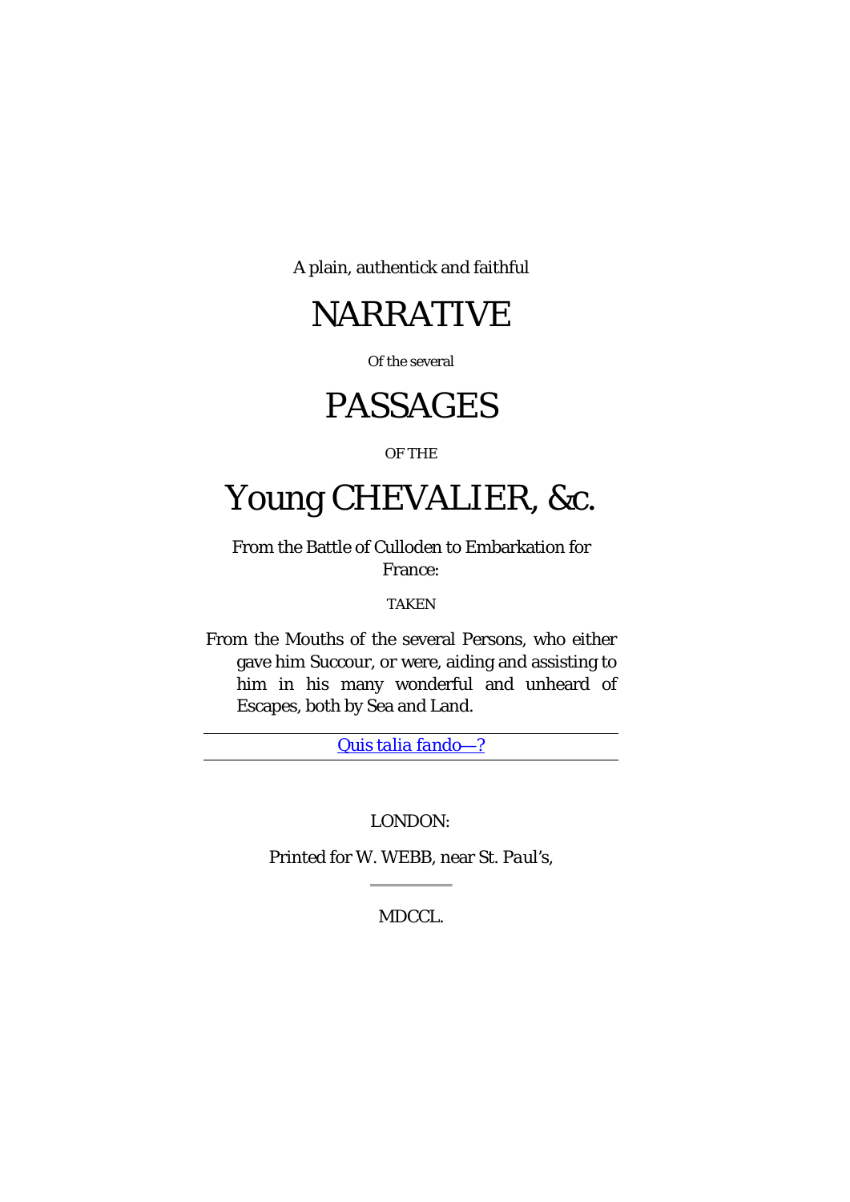A plain, authentick and faithful

# NARRATIVE

Of the several

# PASSAGES

OF THE

# Young CHEVALIER, &c.

From the Battle of Culloden to Embarkation for France:

TAKEN

From the Mouths of the several Persons, who either gave him Succour, or were, aiding and assisting to him in his many wonderful and unheard of Escapes, both by Sea and Land.

---

*Quis talia fando—?*

---

LONDON:

Printed for W. WEBB, near St. *Paul's*,

---

MDCCL.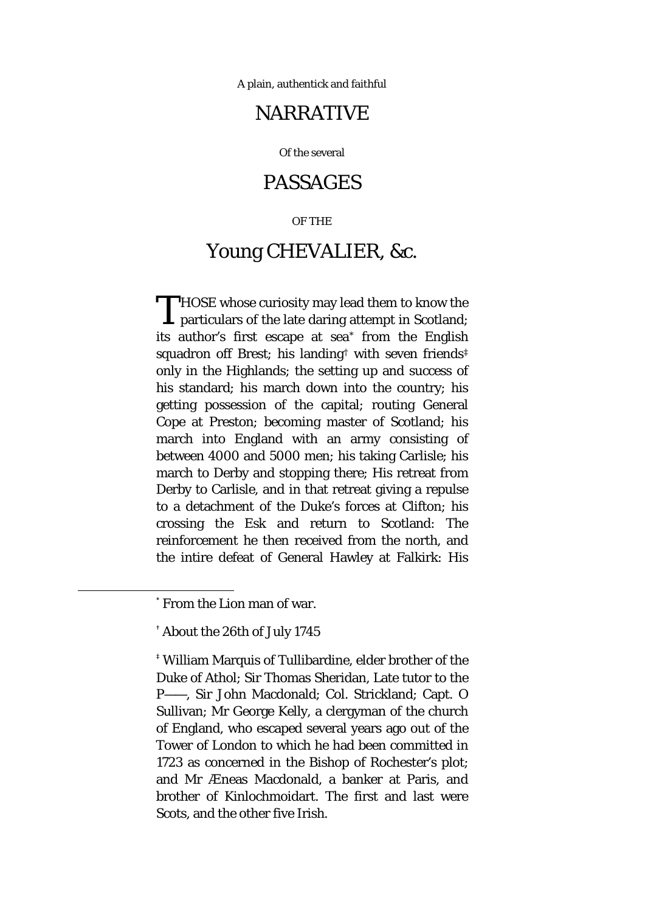A plain, authentick and faithful

# NARRATIVE

Of the several

# PASSAGES

OF THE

# Young CHEVALIER, &c.

THOSE whose curiosity may lead them to know the particulars of the late daring attempt in Scotland; its author's first escape at sea[*] from the English squadron off Brest; his landing[†] with seven friends[‡] only in the Highlands; the setting up and success of his standard; his march down into the country; his getting possession of the capital; routing General Cope at Preston; becoming master of Scotland; his march into England with an army consisting of between 4000 and 5000 men; his taking Carlisle; his march to Derby and stopping there; His retreat from Derby to Carlisle, and in that retreat giving a repulse to a detachment of the Duke's forces at Clifton; his crossing the Esk and return to Scotland: The reinforcement he then received from the north, and the intire defeat of General Hawley at Falkirk: His

---

[*] From the Lion man of war.

[†] About the 26th of July 1745

[‡] William Marquis of Tullibardine, elder brother of the Duke of Athol; Sir Thomas Sheridan, Late tutor to the P——, Sir John Macdonald; Col. Strickland; Capt. O Sullivan; Mr George Kelly, a clergyman of the church of England, who escaped several years ago out of the Tower of London to which he had been committed in 1723 as concerned in the Bishop of Rochester's plot; and Mr Æneas Macdonald, a banker at Paris, and brother of Kinlochmoidart. The first and last were Scots, and the other five Irish.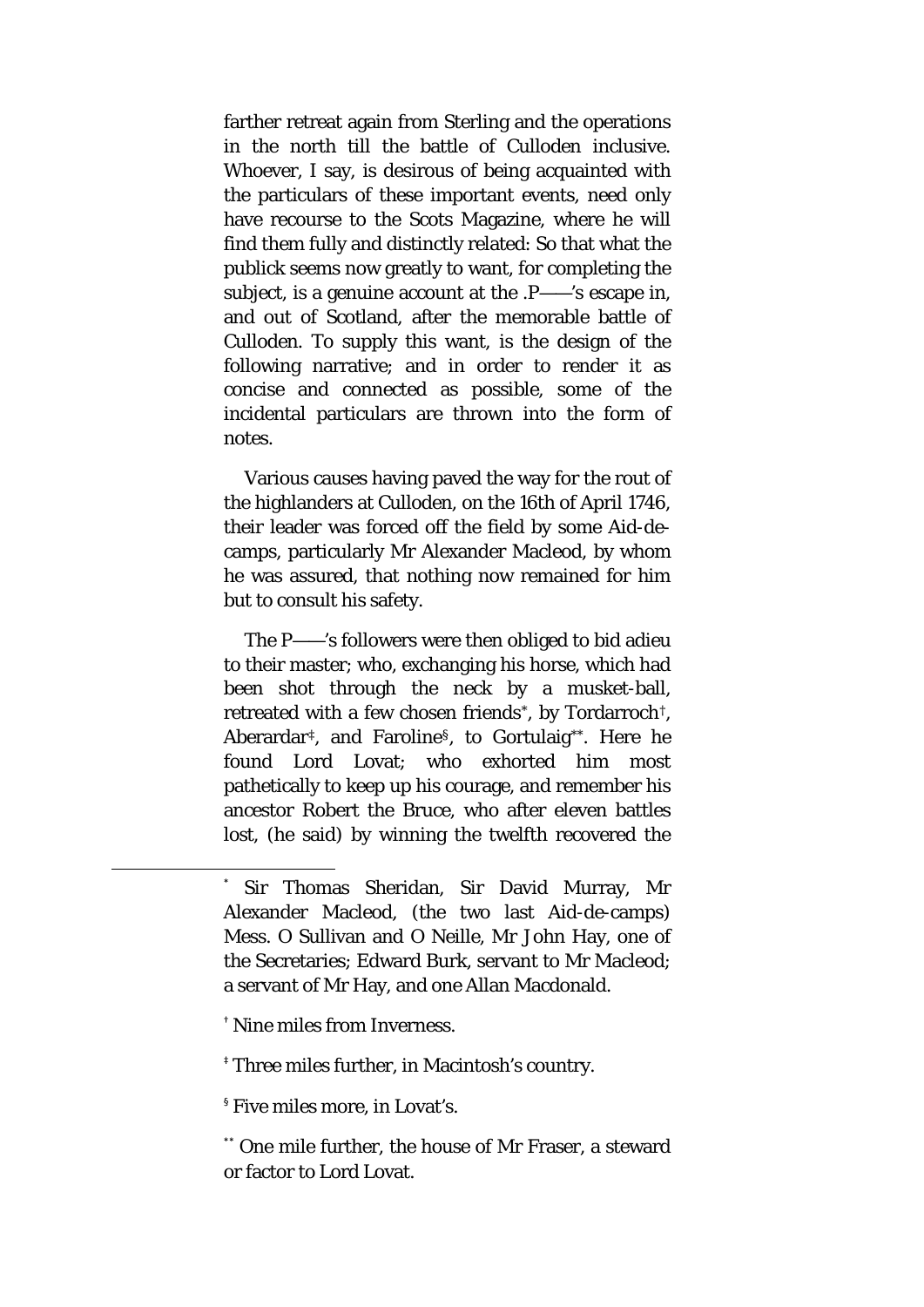farther retreat again from Sterling and the operations in the north till the battle of Culloden inclusive. Whoever, I say, is desirous of being acquainted with the particulars of these important events, need only have recourse to the Scots Magazine, where he will find them fully and distinctly related: So that what the publick seems now greatly to want, for completing the subject, is a genuine account at the .P——'s escape in, and out of Scotland, after the memorable battle of Culloden. To supply this want, is the design of the following narrative; and in order to render it as concise and connected as possible, some of the incidental particulars are thrown into the form of notes.

Various causes having paved the way for the rout of the highlanders at Culloden, on the 16th of April 1746, their leader was forced off the field by some Aid-de-camps, particularly Mr Alexander Macleod, by whom he was assured, that nothing now remained for him but to consult his safety.

The P——'s followers were then obliged to bid adieu to their master; who, exchanging his horse, which had been shot through the neck by a musket-ball, retreated with a few chosen friends*, by Tordarroch†, Aberardar‡, and Faroline§, to Gortulaig**. Here he found Lord Lovat; who exhorted him most pathetically to keep up his courage, and remember his ancestor Robert the Bruce, who after eleven battles lost, (he said) by winning the twelfth recovered the

---

* Sir Thomas Sheridan, Sir David Murray, Mr Alexander Macleod, (the two last Aid-de-camps) Mess. O Sullivan and O Neille, Mr John Hay, one of the Secretaries; Edward Burk, servant to Mr Macleod; a servant of Mr Hay, and one Allan Macdonald.

† Nine miles from Inverness.

‡ Three miles further, in Macintosh's country.

§ Five miles more, in Lovat's.

** One mile further, the house of Mr Fraser, a steward or factor to Lord Lovat.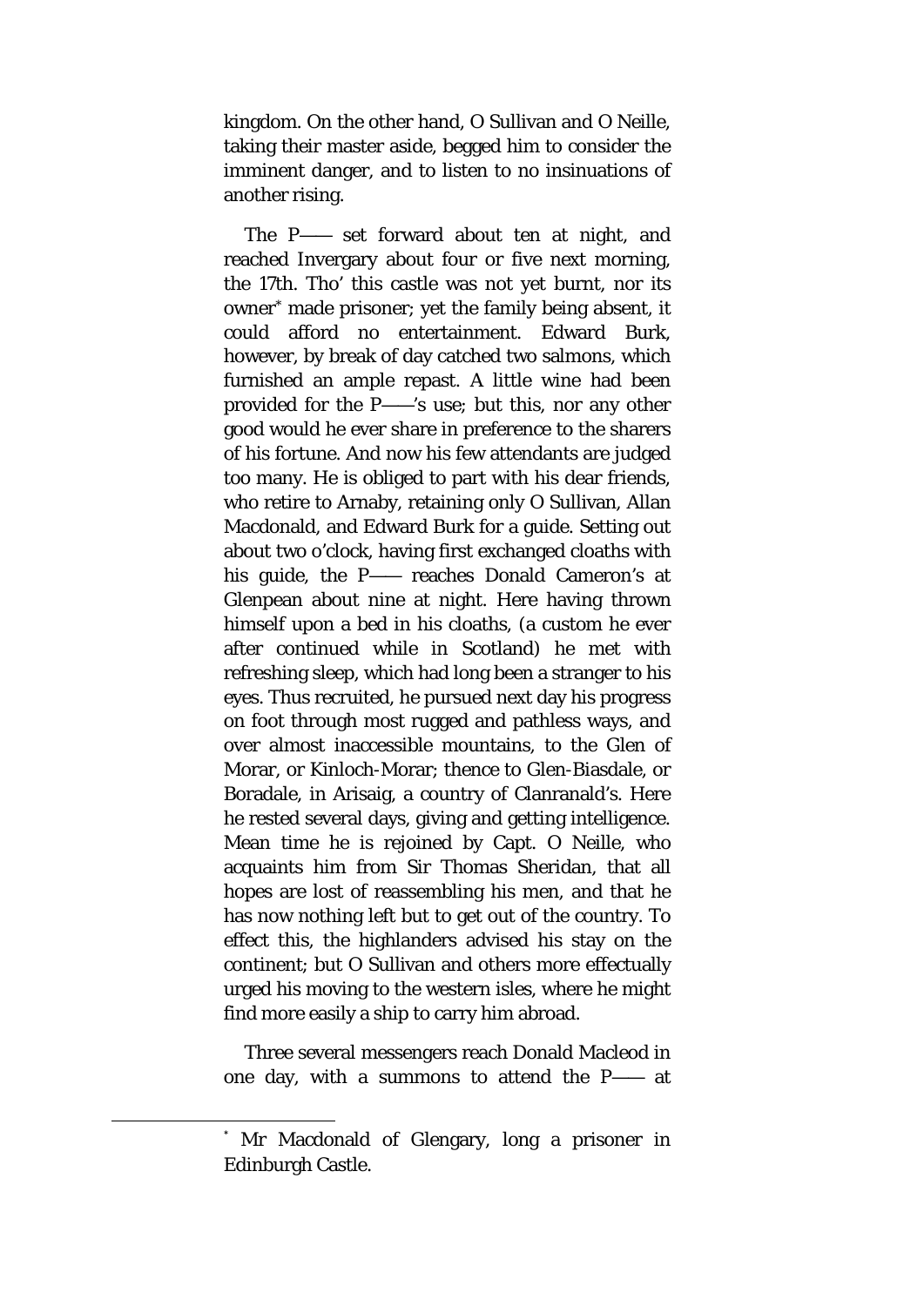kingdom. On the other hand, O Sullivan and O Neille, taking their master aside, begged him to consider the imminent danger, and to listen to no insinuations of another rising.

The P—— set forward about ten at night, and reached Invergary about four or five next morning, the 17th. Tho' this castle was not yet burnt, nor its owner* made prisoner; yet the family being absent, it could afford no entertainment. Edward Burk, however, by break of day catched two salmons, which furnished an ample repast. A little wine had been provided for the P——'s use; but this, nor any other good would he ever share in preference to the sharers of his fortune. And now his few attendants are judged too many. He is obliged to part with his dear friends, who retire to Arnaby, retaining only O Sullivan, Allan Macdonald, and Edward Burk for a guide. Setting out about two o'clock, having first exchanged cloaths with his guide, the P—— reaches Donald Cameron's at Glenpean about nine at night. Here having thrown himself upon a bed in his cloaths, (a custom he ever after continued while in Scotland) he met with refreshing sleep, which had long been a stranger to his eyes. Thus recruited, he pursued next day his progress on foot through most rugged and pathless ways, and over almost inaccessible mountains, to the Glen of Morar, or Kinloch-Morar; thence to Glen-Biasdale, or Boradale, in Arisaig, a country of Clanranald's. Here he rested several days, giving and getting intelligence. Mean time he is rejoined by Capt. O Neille, who acquaints him from Sir Thomas Sheridan, that all hopes are lost of reassembling his men, and that he has now nothing left but to get out of the country. To effect this, the highlanders advised his stay on the continent; but O Sullivan and others more effectually urged his moving to the western isles, where he might find more easily a ship to carry him abroad.

Three several messengers reach Donald Macleod in one day, with a summons to attend the P—— at

* Mr Macdonald of Glengary, long a prisoner in Edinburgh Castle.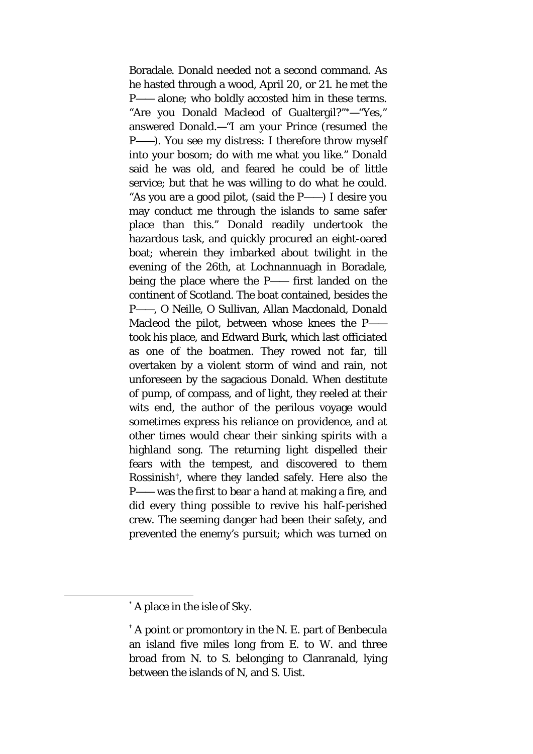Boradale. Donald needed not a second command. As he hasted through a wood, April 20, or 21. he met the P—— alone; who boldly accosted him in these terms. "Are you Donald Macleod of Gualtergil?"*—"Yes," answered Donald.—"I am your Prince (resumed the P——). You see my distress: I therefore throw myself into your bosom; do with me what you like." Donald said he was old, and feared he could be of little service; but that he was willing to do what he could. "As you are a good pilot, (said the P——) I desire you may conduct me through the islands to same safer place than this." Donald readily undertook the hazardous task, and quickly procured an eight-oared boat; wherein they imbarked about twilight in the evening of the 26th, at Lochnannuagh in Boradale, being the place where the P—— first landed on the continent of Scotland. The boat contained, besides the P——, O Neille, O Sullivan, Allan Macdonald, Donald Macleod the pilot, between whose knees the P—— took his place, and Edward Burk, which last officiated as one of the boatmen. They rowed not far, till overtaken by a violent storm of wind and rain, not unforeseen by the sagacious Donald. When destitute of pump, of compass, and of light, they reeled at their wits end, the author of the perilous voyage would sometimes express his reliance on providence, and at other times would chear their sinking spirits with a highland song. The returning light dispelled their fears with the tempest, and discovered to them Rossinish†, where they landed safely. Here also the P—— was the first to bear a hand at making a fire, and did every thing possible to revive his half-perished crew. The seeming danger had been their safety, and prevented the enemy's pursuit; which was turned on

---

* A place in the isle of Sky.

† A point or promontory in the N. E. part of Benbecula an island five miles long from E. to W. and three broad from N. to S. belonging to Clanranald, lying between the islands of N, and S. Uist.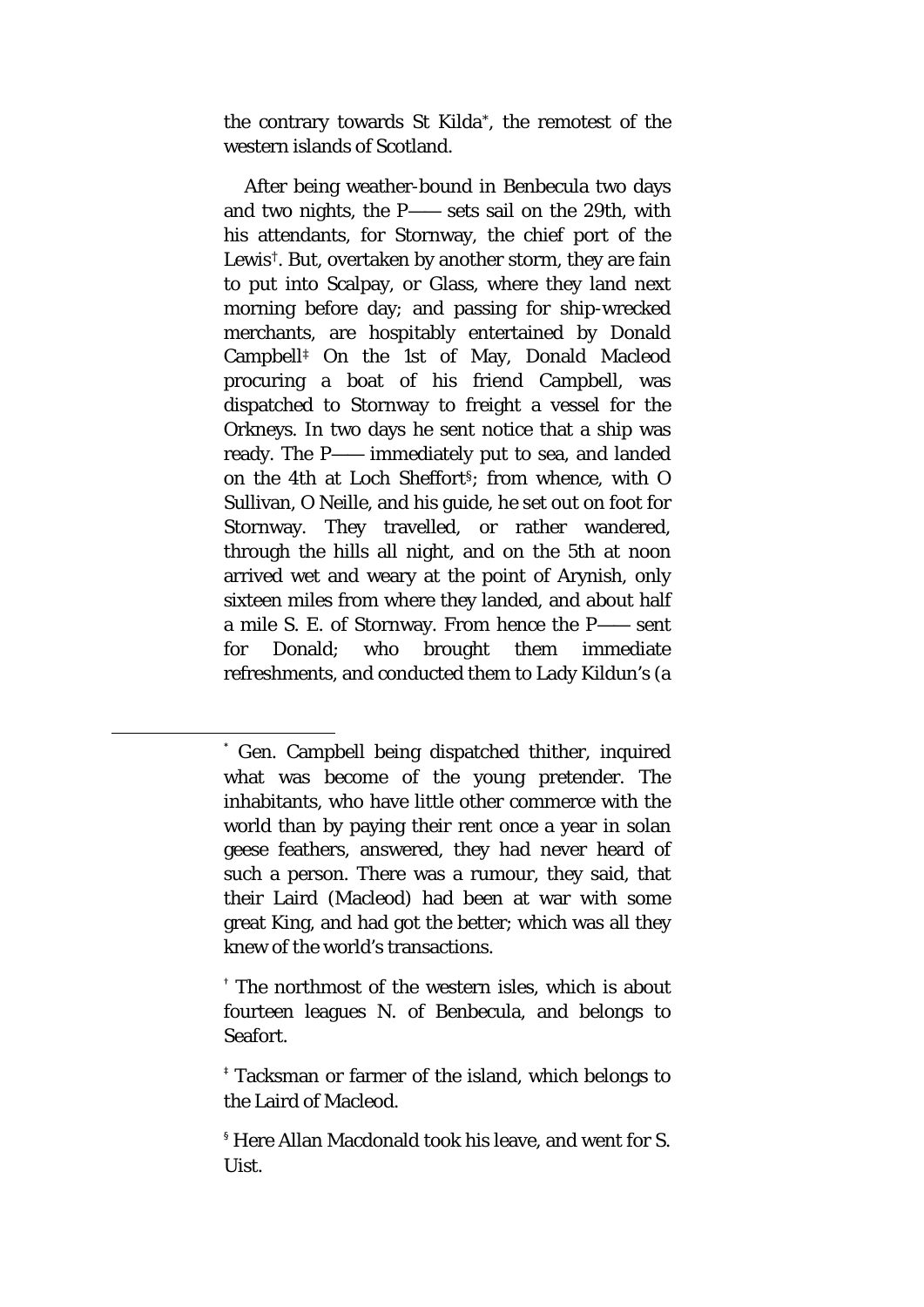the contrary towards St Kilda[*], the remotest of the western islands of Scotland.

After being weather-bound in Benbecula two days and two nights, the P—— sets sail on the 29th, with his attendants, for Stornway, the chief port of the Lewis[†]. But, overtaken by another storm, they are fain to put into Scalpay, or Glass, where they land next morning before day; and passing for ship-wrecked merchants, are hospitably entertained by Donald Campbell[‡] On the 1st of May, Donald Macleod procuring a boat of his friend Campbell, was dispatched to Stornway to freight a vessel for the Orkneys. In two days he sent notice that a ship was ready. The P—— immediately put to sea, and landed on the 4th at Loch Sheffort[§]; from whence, with O Sullivan, O Neille, and his guide, he set out on foot for Stornway. They travelled, or rather wandered, through the hills all night, and on the 5th at noon arrived wet and weary at the point of Arynish, only sixteen miles from where they landed, and about half a mile S. E. of Stornway. From hence the P—— sent for Donald; who brought them immediate refreshments, and conducted them to Lady Kildun's (a

---

[*] Gen. Campbell being dispatched thither, inquired what was become of the young pretender. The inhabitants, who have little other commerce with the world than by paying their rent once a year in solan geese feathers, answered, they had never heard of such a person. There was a rumour, they said, that their Laird (Macleod) had been at war with some great King, and had got the better; which was all they knew of the world's transactions.

[†] The northmost of the western isles, which is about fourteen leagues N. of Benbecula, and belongs to Seafort.

[‡] Tacksman or farmer of the island, which belongs to the Laird of Macleod.

[§] Here Allan Macdonald took his leave, and went for S. Uist.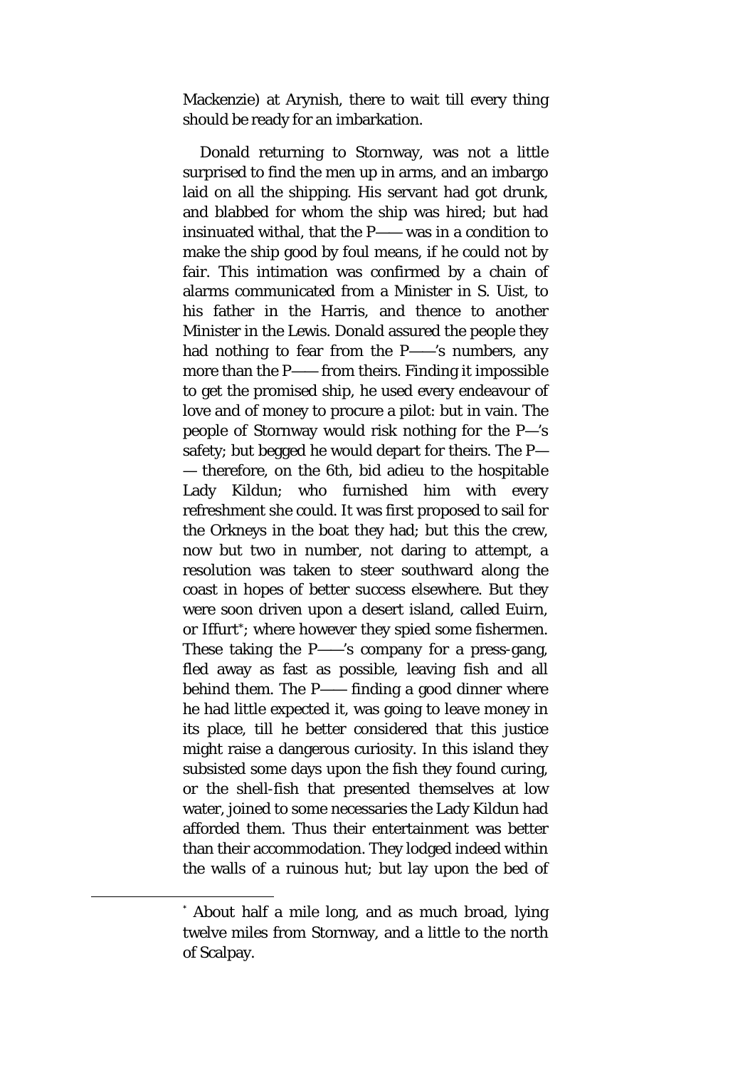Mackenzie) at Arynish, there to wait till every thing should be ready for an imbarkation.

Donald returning to Stornway, was not a little surprised to find the men up in arms, and an imbargo laid on all the shipping. His servant had got drunk, and blabbed for whom the ship was hired; but had insinuated withal, that the P—— was in a condition to make the ship good by foul means, if he could not by fair. This intimation was confirmed by a chain of alarms communicated from a Minister in S. Uist, to his father in the Harris, and thence to another Minister in the Lewis. Donald assured the people they had nothing to fear from the P——'s numbers, any more than the P—— from theirs. Finding it impossible to get the promised ship, he used every endeavour of love and of money to procure a pilot: but in vain. The people of Stornway would risk nothing for the P—'s safety; but begged he would depart for theirs. The P—— therefore, on the 6th, bid adieu to the hospitable Lady Kildun; who furnished him with every refreshment she could. It was first proposed to sail for the Orkneys in the boat they had; but this the crew, now but two in number, not daring to attempt, a resolution was taken to steer southward along the coast in hopes of better success elsewhere. But they were soon driven upon a desert island, called Euirn, or Iffurt*; where however they spied some fishermen. These taking the P——'s company for a press-gang, fled away as fast as possible, leaving fish and all behind them. The P—— finding a good dinner where he had little expected it, was going to leave money in its place, till he better considered that this justice might raise a dangerous curiosity. In this island they subsisted some days upon the fish they found curing, or the shell-fish that presented themselves at low water, joined to some necessaries the Lady Kildun had afforded them. Thus their entertainment was better than their accommodation. They lodged indeed within the walls of a ruinous hut; but lay upon the bed of

---

* About half a mile long, and as much broad, lying twelve miles from Stornway, and a little to the north of Scalpay.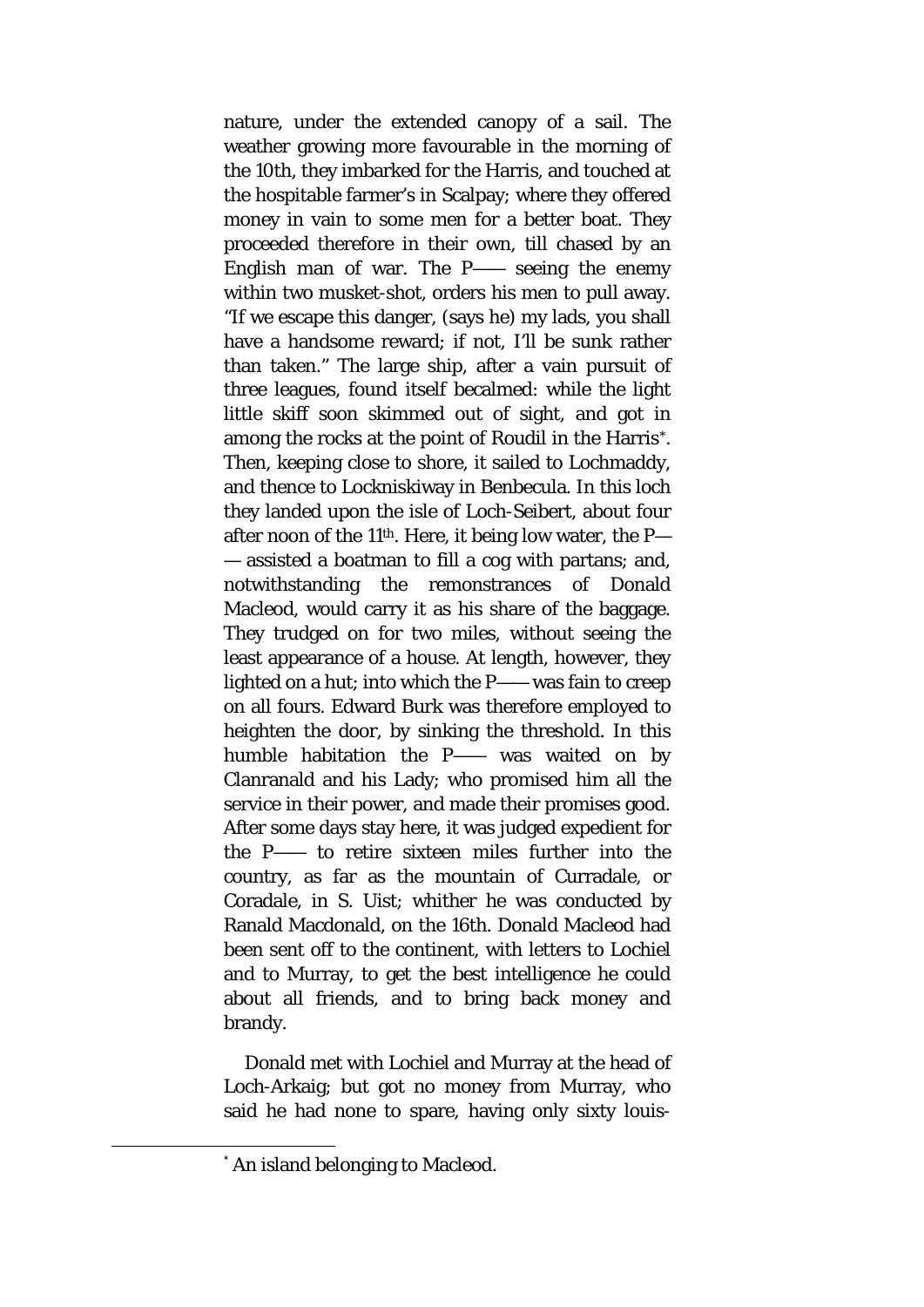nature, under the extended canopy of a sail. The weather growing more favourable in the morning of the 10th, they imbarked for the Harris, and touched at the hospitable farmer's in Scalpay; where they offered money in vain to some men for a better boat. They proceeded therefore in their own, till chased by an English man of war. The P—— seeing the enemy within two musket-shot, orders his men to pull away. "If we escape this danger, (says he) my lads, you shall have a handsome reward; if not, I'll be sunk rather than taken." The large ship, after a vain pursuit of three leagues, found itself becalmed: while the light little skiff soon skimmed out of sight, and got in among the rocks at the point of Roudil in the Harris*. Then, keeping close to shore, it sailed to Lochmaddy, and thence to Lockniskiway in Benbecula. In this loch they landed upon the isle of Loch-Seibert, about four after noon of the 11th. Here, it being low water, the P—— assisted a boatman to fill a cog with partans; and, notwithstanding the remonstrances of Donald Macleod, would carry it as his share of the baggage. They trudged on for two miles, without seeing the least appearance of a house. At length, however, they lighted on a hut; into which the P—— was fain to creep on all fours. Edward Burk was therefore employed to heighten the door, by sinking the threshold. In this humble habitation the P—— was waited on by Clanranald and his Lady; who promised him all the service in their power, and made their promises good. After some days stay here, it was judged expedient for the P—— to retire sixteen miles further into the country, as far as the mountain of Curradale, or Coradale, in S. Uist; whither he was conducted by Ranald Macdonald, on the 16th. Donald Macleod had been sent off to the continent, with letters to Lochiel and to Murray, to get the best intelligence he could about all friends, and to bring back money and brandy.

Donald met with Lochiel and Murray at the head of Loch-Arkaig; but got no money from Murray, who said he had none to spare, having only sixty louis-

* An island belonging to Macleod.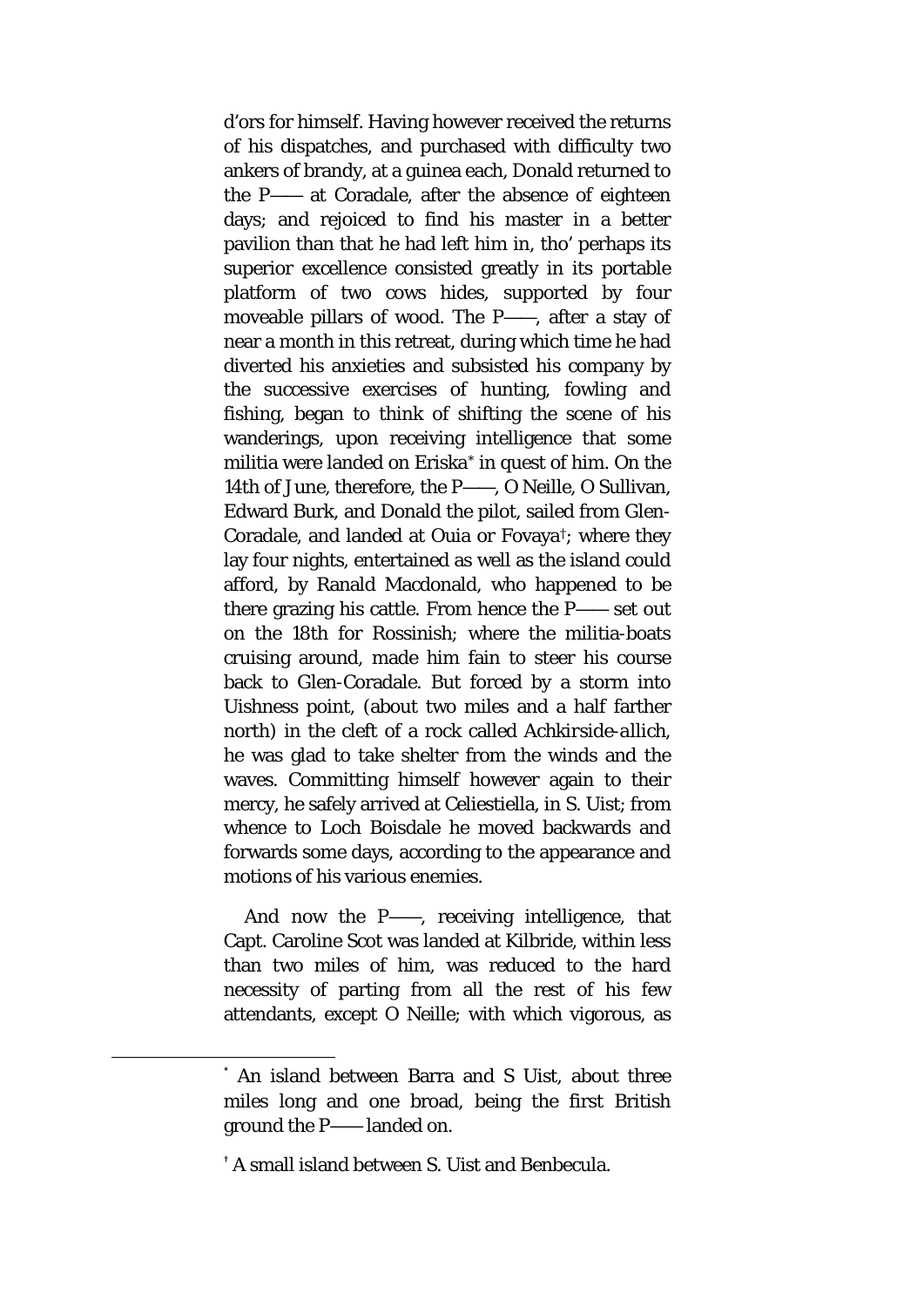d'ors for himself. Having however received the returns of his dispatches, and purchased with difficulty two ankers of brandy, at a guinea each, Donald returned to the P—— at Coradale, after the absence of eighteen days; and rejoiced to find his master in a better pavilion than that he had left him in, tho' perhaps its superior excellence consisted greatly in its portable platform of two cows hides, supported by four moveable pillars of wood. The P——, after a stay of near a month in this retreat, during which time he had diverted his anxieties and subsisted his company by the successive exercises of hunting, fowling and fishing, began to think of shifting the scene of his wanderings, upon receiving intelligence that some militia were landed on Eriska[*] in quest of him. On the 14th of June, therefore, the P——, O Neille, O Sullivan, Edward Burk, and Donald the pilot, sailed from Glen-Coradale, and landed at Ouia or Fovaya[†]; where they lay four nights, entertained as well as the island could afford, by Ranald Macdonald, who happened to be there grazing his cattle. From hence the P—— set out on the 18th for Rossinish; where the militia-boats cruising around, made him fain to steer his course back to Glen-Coradale. But forced by a storm into Uishness point, (about two miles and a half farther north) in the cleft of a rock called *Achkirside-allich*, he was glad to take shelter from the winds and the waves. Committing himself however again to their mercy, he safely arrived at Celiestiella, in S. Uist; from whence to Loch Boisdale he moved backwards and forwards some days, according to the appearance and motions of his various enemies.

And now the P——, receiving intelligence, that Capt. Caroline Scot was landed at Kilbride, within less than two miles of him, was reduced to the hard necessity of parting from all the rest of his few attendants, except O Neille; with which vigorous, as

---

[*] An island between Barra and S Uist, about three miles long and one broad, being the first British ground the P—— landed on.

[†] A small island between S. Uist and Benbecula.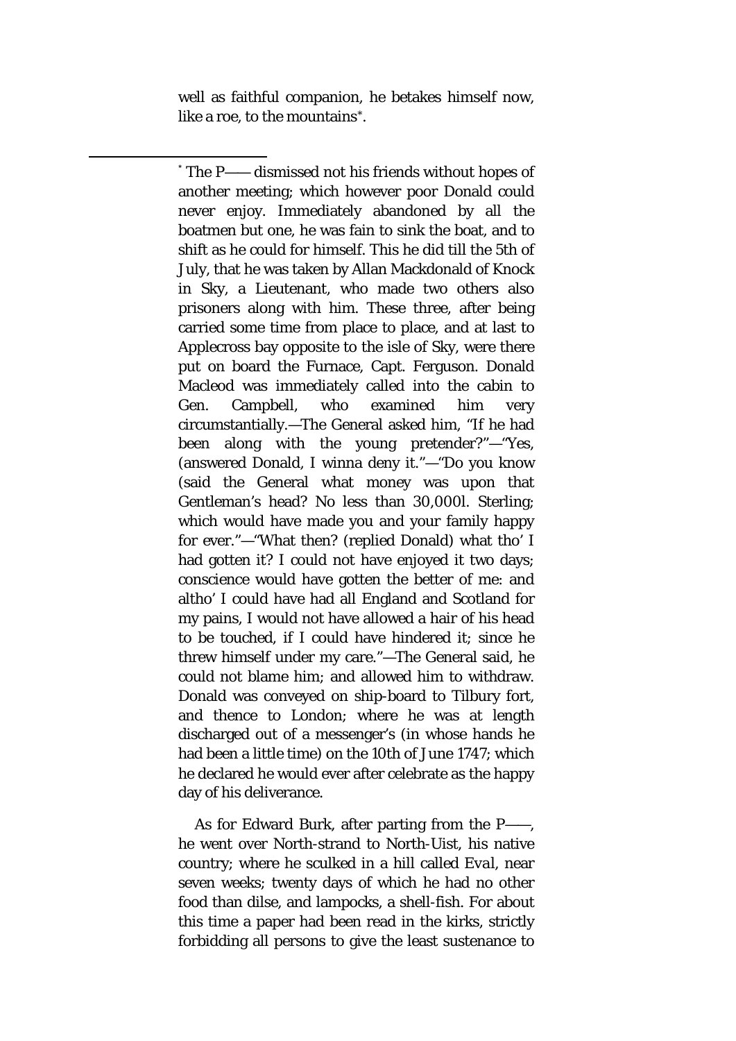well as faithful companion, he betakes himself now, like a roe, to the mountains*.

---

* The P—— dismissed not his friends without hopes of another meeting; which however poor Donald could never enjoy. Immediately abandoned by all the boatmen but one, he was fain to sink the boat, and to shift as he could for himself. This he did till the 5th of July, that he was taken by Allan Mackdonald of Knock in Sky, a Lieutenant, who made two others also prisoners along with him. These three, after being carried some time from place to place, and at last to Applecross bay opposite to the isle of Sky, were there put on board the Furnace, Capt. Ferguson. Donald Macleod was immediately called into the cabin to Gen. Campbell, who examined him very circumstantially.—The General asked him, "If he had been along with the young pretender?"—"Yes, (answered Donald, I winna deny it."—"Do you know (said the General what money was upon that Gentleman's head? No less than 30,000l. Sterling; which would have made you and your family happy for ever."—"What then? (replied Donald) what tho' I had gotten it? I could not have enjoyed it two days; conscience would have gotten the better of me: and altho' I could have had all England and Scotland for my pains, I would not have allowed a hair of his head to be touched, if I could have hindered it; since he threw himself under my care."—The General said, he could not blame him; and allowed him to withdraw. Donald was conveyed on ship-board to Tilbury fort, and thence to London; where he was at length discharged out of a messenger's (in whose hands he had been a little time) on the 10th of June 1747; which he declared he would ever after celebrate as the happy day of his deliverance.

As for Edward Burk, after parting from the P——, he went over North-strand to North-Uist, his native country; where he sculked in a hill called *Eval*, near seven weeks; twenty days of which he had no other food than dilse, and lampocks, a shell-fish. For about this time a paper had been read in the kirks, strictly forbidding all persons to give the least sustenance to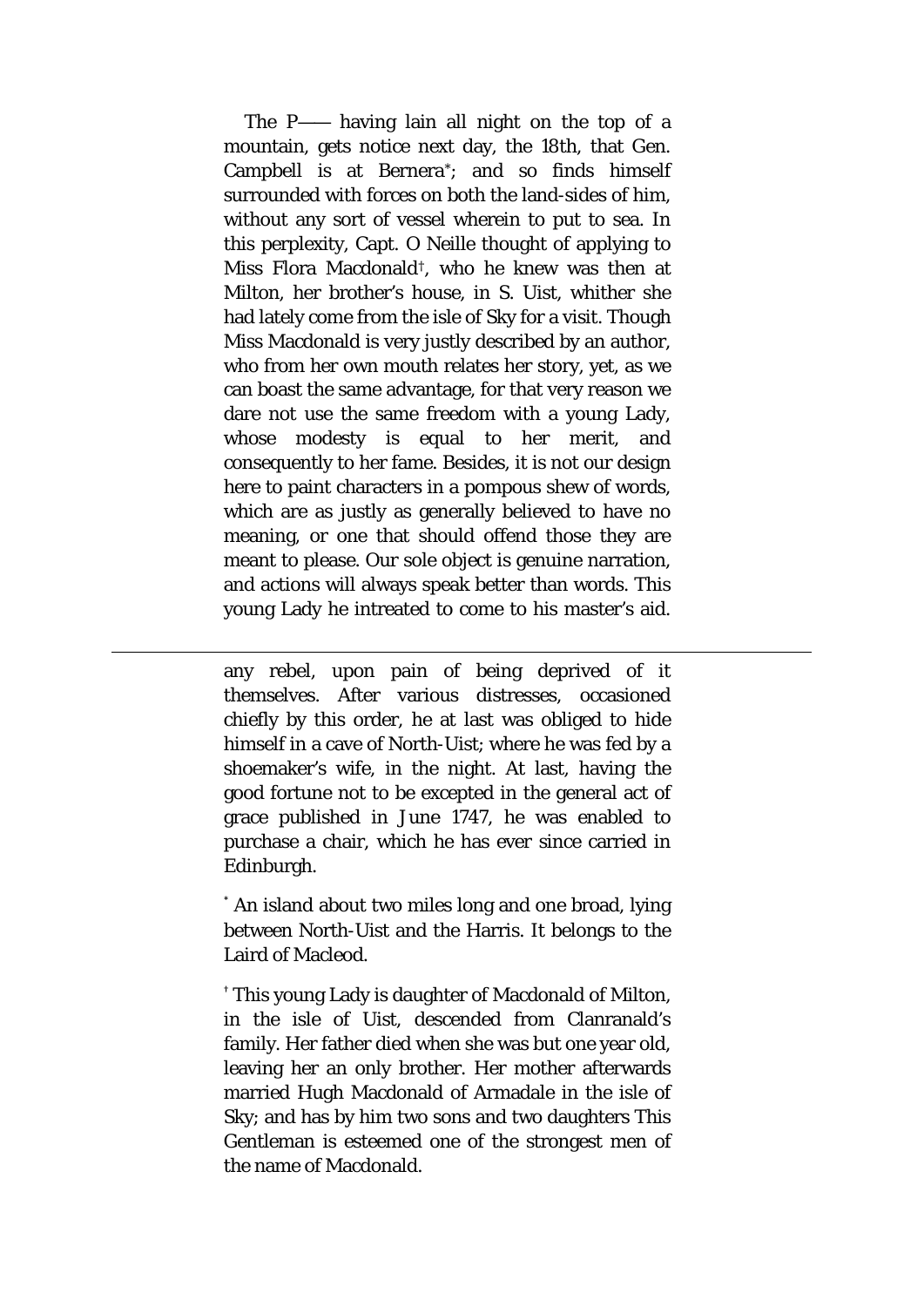The P—— having lain all night on the top of a mountain, gets notice next day, the 18th, that Gen. Campbell is at Bernera[*]; and so finds himself surrounded with forces on both the land-sides of him, without any sort of vessel wherein to put to sea. In this perplexity, Capt. O Neille thought of applying to Miss Flora Macdonald[†], who he knew was then at Milton, her brother's house, in S. Uist, whither she had lately come from the isle of Sky for a visit. Though Miss Macdonald is very justly described by an author, who from her own mouth relates her story, yet, as we can boast the same advantage, for that very reason we dare not use the same freedom with a young Lady, whose modesty is equal to her merit, and consequently to her fame. Besides, it is not our design here to paint characters in a pompous shew of words, which are as justly as generally believed to have no meaning, or one that should offend those they are meant to please. Our sole object is genuine narration, and actions will always speak better than words. This young Lady he intreated to come to his master's aid.

---

any rebel, upon pain of being deprived of it themselves. After various distresses, occasioned chiefly by this order, he at last was obliged to hide himself in a cave of North-Uist; where he was fed by a shoemaker's wife, in the night. At last, having the good fortune not to be excepted in the general act of grace published in June 1747, he was enabled to purchase a chair, which he has ever since carried in Edinburgh.

[*] An island about two miles long and one broad, lying between North-Uist and the Harris. It belongs to the Laird of Macleod.

[†] This young Lady is daughter of Macdonald of Milton, in the isle of Uist, descended from Clanranald's family. Her father died when she was but one year old, leaving her an only brother. Her mother afterwards married Hugh Macdonald of Armadale in the isle of Sky; and has by him two sons and two daughters This Gentleman is esteemed one of the strongest men of the name of Macdonald.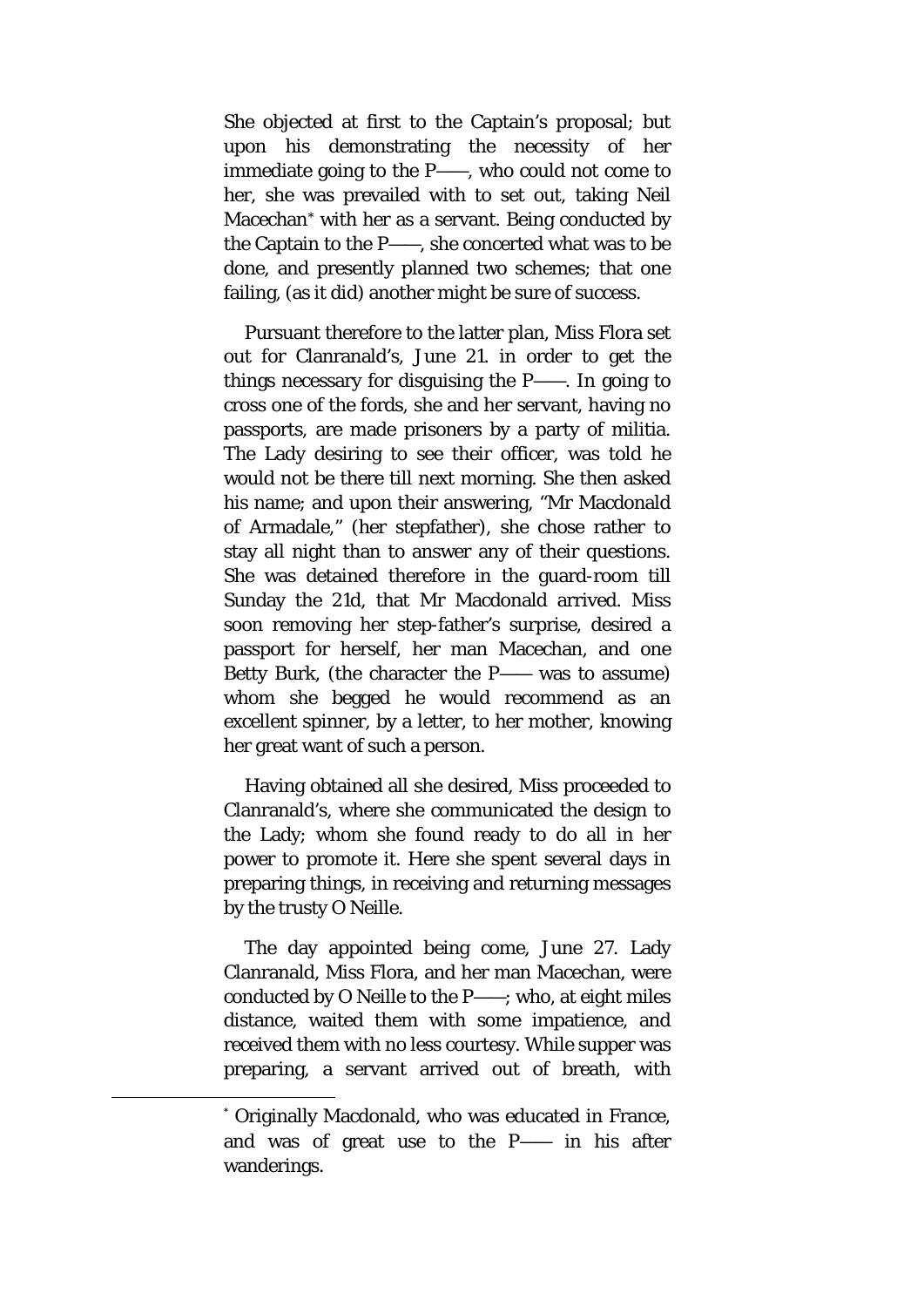She objected at first to the Captain's proposal; but upon his demonstrating the necessity of her immediate going to the P——, who could not come to her, she was prevailed with to set out, taking Neil Macechan* with her as a servant. Being conducted by the Captain to the P——, she concerted what was to be done, and presently planned two schemes; that one failing, (as it did) another might be sure of success.

Pursuant therefore to the latter plan, Miss Flora set out for Clanranald's, June 21. in order to get the things necessary for disguising the P——. In going to cross one of the fords, she and her servant, having no passports, are made prisoners by a party of militia. The Lady desiring to see their officer, was told he would not be there till next morning. She then asked his name; and upon their answering, "Mr Macdonald of Armadale," (her stepfather), she chose rather to stay all night than to answer any of their questions. She was detained therefore in the guard-room till Sunday the 21d, that Mr Macdonald arrived. Miss soon removing her step-father's surprise, desired a passport for herself, her man Macechan, and one Betty Burk, (the character the P—— was to assume) whom she begged he would recommend as an excellent spinner, by a letter, to her mother, knowing her great want of such a person.

Having obtained all she desired, Miss proceeded to Clanranald's, where she communicated the design to the Lady; whom she found ready to do all in her power to promote it. Here she spent several days in preparing things, in receiving and returning messages by the trusty O Neille.

The day appointed being come, June 27. Lady Clanranald, Miss Flora, and her man Macechan, were conducted by O Neille to the P——; who, at eight miles distance, waited them with some impatience, and received them with no less courtesy. While supper was preparing, a servant arrived out of breath, with

* Originally Macdonald, who was educated in France, and was of great use to the P—— in his after wanderings.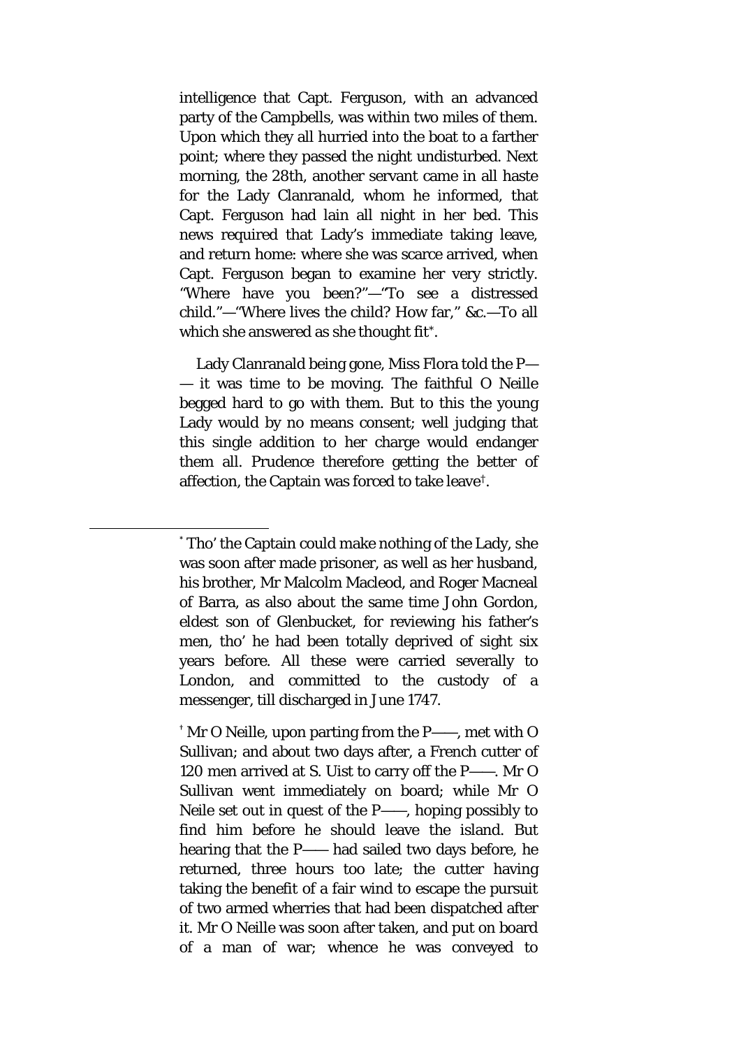intelligence that Capt. Ferguson, with an advanced party of the Campbells, was within two miles of them. Upon which they all hurried into the boat to a farther point; where they passed the night undisturbed. Next morning, the 28th, another servant came in all haste for the Lady Clanranald, whom he informed, that Capt. Ferguson had lain all night in her bed. This news required that Lady's immediate taking leave, and return home: where she was scarce arrived, when Capt. Ferguson began to examine her very strictly. "Where have you been?"—"To see a distressed child."—"Where lives the child? How far," &c.—To all which she answered as she thought fit[*].

Lady Clanranald being gone, Miss Flora told the P—— it was time to be moving. The faithful O Neille begged hard to go with them. But to this the young Lady would by no means consent; well judging that this single addition to her charge would endanger them all. Prudence therefore getting the better of affection, the Captain was forced to take leave[†].

---

[*] Tho' the Captain could make nothing of the Lady, she was soon after made prisoner, as well as her husband, his brother, Mr Malcolm Macleod, and Roger Macneal of Barra, as also about the same time John Gordon, eldest son of Glenbucket, for reviewing his father's men, tho' he had been totally deprived of sight six years before. All these were carried severally to London, and committed to the custody of a messenger, till discharged in June 1747.

[†] Mr O Neille, upon parting from the P——, met with O Sullivan; and about two days after, a French cutter of 120 men arrived at S. Uist to carry off the P——. Mr O Sullivan went immediately on board; while Mr O Neile set out in quest of the P——, hoping possibly to find him before he should leave the island. But hearing that the P—— had sailed two days before, he returned, three hours too late; the cutter having taking the benefit of a fair wind to escape the pursuit of two armed wherries that had been dispatched after it. Mr O Neille was soon after taken, and put on board of a man of war; whence he was conveyed to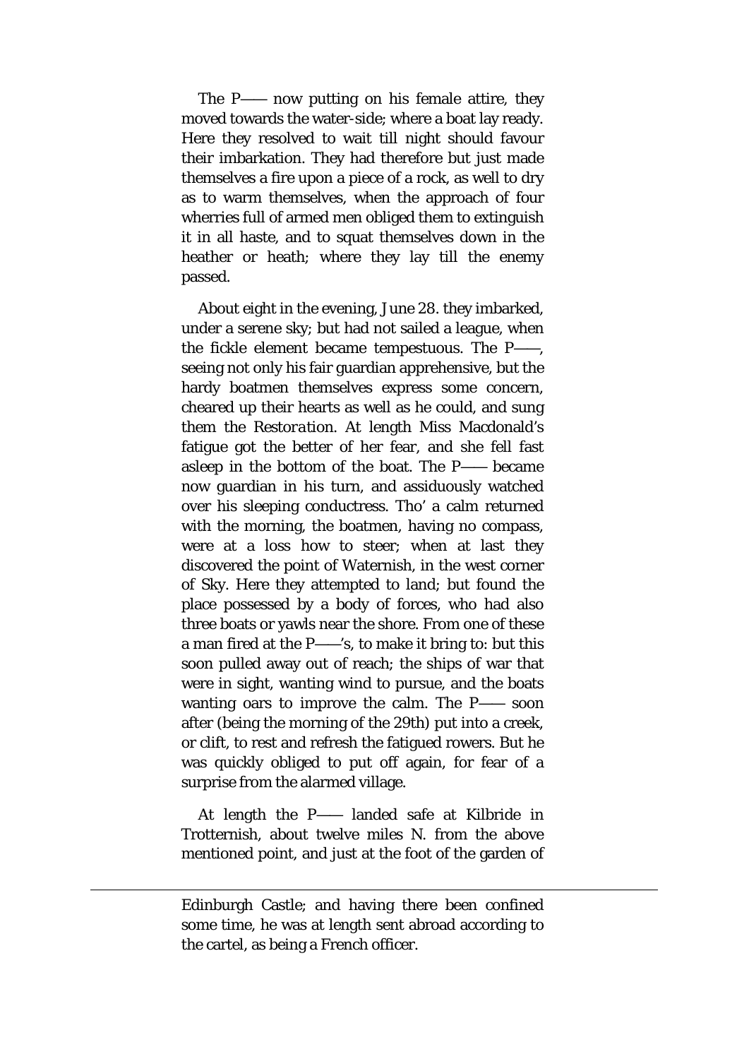The P—— now putting on his female attire, they moved towards the water-side; where a boat lay ready. Here they resolved to wait till night should favour their imbarkation. They had therefore but just made themselves a fire upon a piece of a rock, as well to dry as to warm themselves, when the approach of four wherries full of armed men obliged them to extinguish it in all haste, and to squat themselves down in the heather or heath; where they lay till the enemy passed.

About eight in the evening, June 28. they imbarked, under a serene sky; but had not sailed a league, when the fickle element became tempestuous. The P——, seeing not only his fair guardian apprehensive, but the hardy boatmen themselves express some concern, cheared up their hearts as well as he could, and sung them the *Restoration*. At length Miss Macdonald's fatigue got the better of her fear, and she fell fast asleep in the bottom of the boat. The P—— became now guardian in his turn, and assiduously watched over his sleeping conductress. Tho' a calm returned with the morning, the boatmen, having no compass, were at a loss how to steer; when at last they discovered the point of Waternish, in the west corner of Sky. Here they attempted to land; but found the place possessed by a body of forces, who had also three boats or yawls near the shore. From one of these a man fired at the P——'s, to make it bring to: but this soon pulled away out of reach; the ships of war that were in sight, wanting wind to pursue, and the boats wanting oars to improve the calm. The P—— soon after (being the morning of the 29th) put into a creek, or clift, to rest and refresh the fatigued rowers. But he was quickly obliged to put off again, for fear of a surprise from the alarmed village.

At length the P—— landed safe at Kilbride in Trotternish, about twelve miles N. from the above mentioned point, and just at the foot of the garden of

---

Edinburgh Castle; and having there been confined some time, he was at length sent abroad according to the cartel, as being a French officer.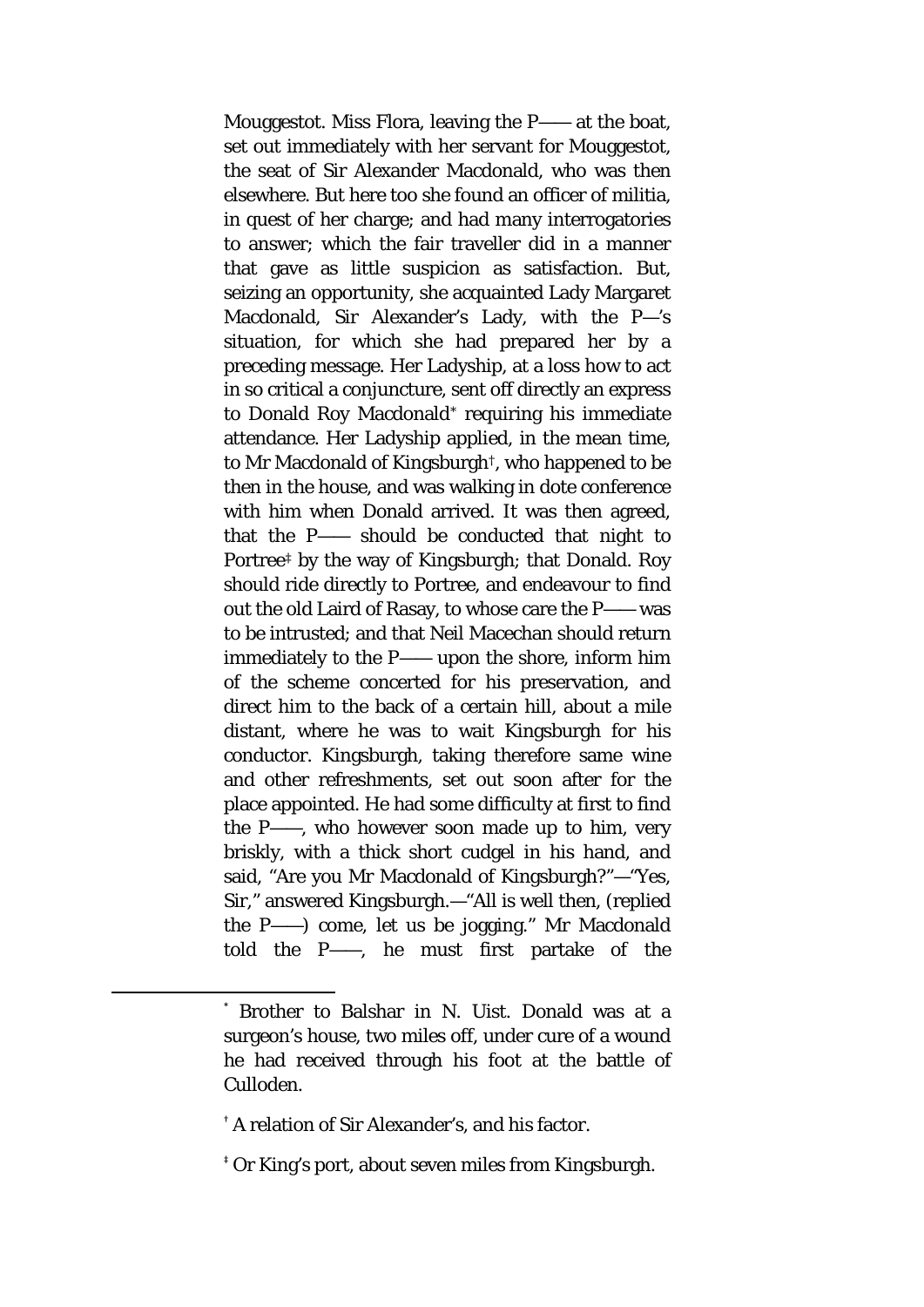Mouggestot. Miss Flora, leaving the P—— at the boat, set out immediately with her servant for Mouggestot, the seat of Sir Alexander Macdonald, who was then elsewhere. But here too she found an officer of militia, in quest of her charge; and had many interrogatories to answer; which the fair traveller did in a manner that gave as little suspicion as satisfaction. But, seizing an opportunity, she acquainted Lady Margaret Macdonald, Sir Alexander's Lady, with the P—'s situation, for which she had prepared her by a preceding message. Her Ladyship, at a loss how to act in so critical a conjuncture, sent off directly an express to Donald Roy Macdonald[*] requiring his immediate attendance. Her Ladyship applied, in the mean time, to Mr Macdonald of Kingsburgh[†], who happened to be then in the house, and was walking in dote conference with him when Donald arrived. It was then agreed, that the P—— should be conducted that night to Portree[‡] by the way of Kingsburgh; that Donald. Roy should ride directly to Portree, and endeavour to find out the old Laird of Rasay, to whose care the P—— was to be intrusted; and that Neil Macechan should return immediately to the P—— upon the shore, inform him of the scheme concerted for his preservation, and direct him to the back of a certain hill, about a mile distant, where he was to wait Kingsburgh for his conductor. Kingsburgh, taking therefore same wine and other refreshments, set out soon after for the place appointed. He had some difficulty at first to find the P——, who however soon made up to him, very briskly, with a thick short cudgel in his hand, and said, "Are you Mr Macdonald of Kingsburgh?"—"Yes, Sir," answered Kingsburgh.—"All is well then, (replied the P——) come, let us be jogging." Mr Macdonald told the P——, he must first partake of the

---

[*] Brother to Balshar in N. Uist. Donald was at a surgeon's house, two miles off, under cure of a wound he had received through his foot at the battle of Culloden.

[†] A relation of Sir Alexander's, and his factor.

[‡] Or King's port, about seven miles from Kingsburgh.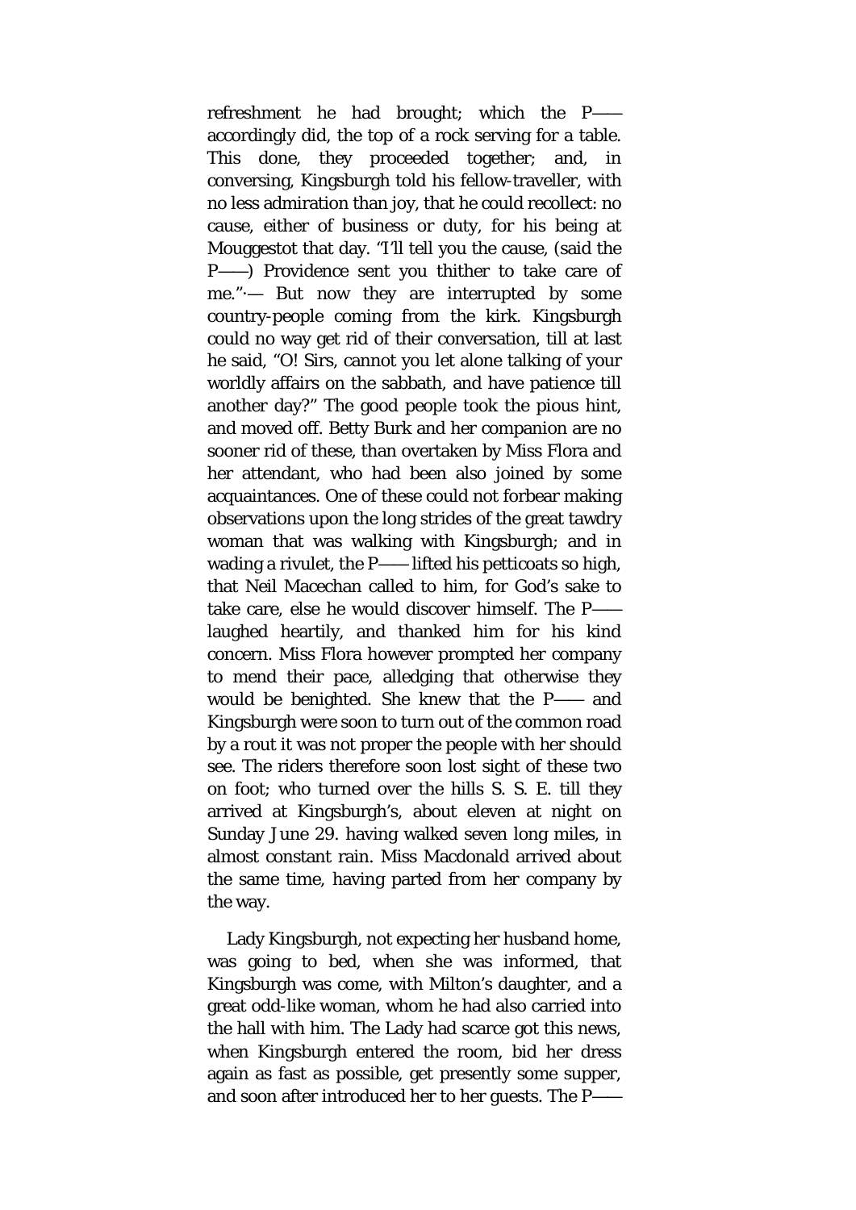refreshment he had brought; which the P—— accordingly did, the top of a rock serving for a table. This done, they proceeded together; and, in conversing, Kingsburgh told his fellow-traveller, with no less admiration than joy, that he could recollect: no cause, either of business or duty, for his being at Mouggestot that day. "I'll tell you the cause, (said the P——) Providence sent you thither to take care of me."·— But now they are interrupted by some country-people coming from the kirk. Kingsburgh could no way get rid of their conversation, till at last he said, "O! Sirs, cannot you let alone talking of your worldly affairs on the sabbath, and have patience till another day?" The good people took the pious hint, and moved off. Betty Burk and her companion are no sooner rid of these, than overtaken by Miss Flora and her attendant, who had been also joined by some acquaintances. One of these could not forbear making observations upon the long strides of the great tawdry woman that was walking with Kingsburgh; and in wading a rivulet, the P—— lifted his petticoats so high, that Neil Macechan called to him, for God's sake to take care, else he would discover himself. The P—— laughed heartily, and thanked him for his kind concern. Miss Flora however prompted her company to mend their pace, alledging that otherwise they would be benighted. She knew that the P—— and Kingsburgh were soon to turn out of the common road by a rout it was not proper the people with her should see. The riders therefore soon lost sight of these two on foot; who turned over the hills S. S. E. till they arrived at Kingsburgh's, about eleven at night on Sunday June 29. having walked seven long miles, in almost constant rain. Miss Macdonald arrived about the same time, having parted from her company by the way.

Lady Kingsburgh, not expecting her husband home, was going to bed, when she was informed, that Kingsburgh was come, with Milton's daughter, and a great odd-like woman, whom he had also carried into the hall with him. The Lady had scarce got this news, when Kingsburgh entered the room, bid her dress again as fast as possible, get presently some supper, and soon after introduced her to her guests. The P——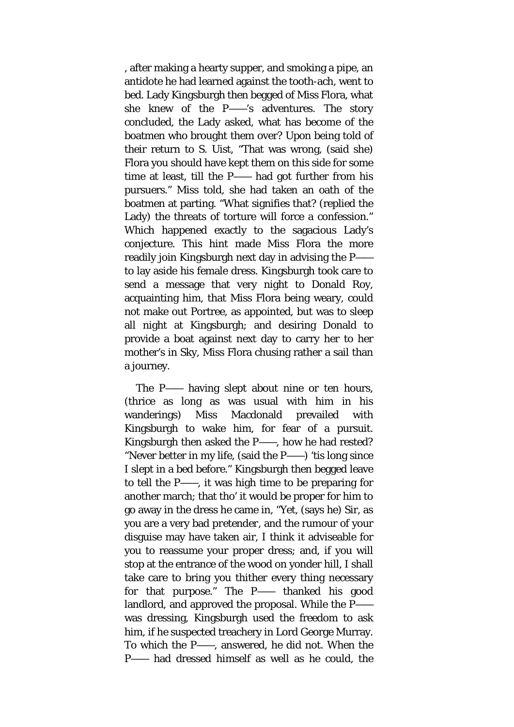, after making a hearty supper, and smoking a pipe, an antidote he had learned against the tooth-ach, went to bed. Lady Kingsburgh then begged of Miss Flora, what she knew of the P——'s adventures. The story concluded, the Lady asked, what has become of the boatmen who brought them over? Upon being told of their return to S. Uist, "That was wrong, (said she) Flora you should have kept them on this side for some time at least, till the P—— had got further from his pursuers." Miss told, she had taken an oath of the boatmen at parting. "What signifies that? (replied the Lady) the threats of torture will force a confession." Which happened exactly to the sagacious Lady's conjecture. This hint made Miss Flora the more readily join Kingsburgh next day in advising the P—— to lay aside his female dress. Kingsburgh took care to send a message that very night to Donald Roy, acquainting him, that Miss Flora being weary, could not make out Portree, as appointed, but was to sleep all night at Kingsburgh; and desiring Donald to provide a boat against next day to carry her to her mother's in Sky, Miss Flora chusing rather a sail than a journey.

The P—— having slept about nine or ten hours, (thrice as long as was usual with him in his wanderings) Miss Macdonald prevailed with Kingsburgh to wake him, for fear of a pursuit. Kingsburgh then asked the P——, how he had rested? "Never better in my life, (said the P——) 'tis long since I slept in a bed before." Kingsburgh then begged leave to tell the P——, it was high time to be preparing for another march; that tho' it would be proper for him to go away in the dress he came in, "Yet, (says he) Sir, as you are a very bad pretender, and the rumour of your disguise may have taken air, I think it adviseable for you to reassume your proper dress; and, if you will stop at the entrance of the wood on yonder hill, I shall take care to bring you thither every thing necessary for that purpose." The P—— thanked his good landlord, and approved the proposal. While the P—— was dressing, Kingsburgh used the freedom to ask him, if he suspected treachery in Lord George Murray. To which the P——, answered, he did not. When the P—— had dressed himself as well as he could, the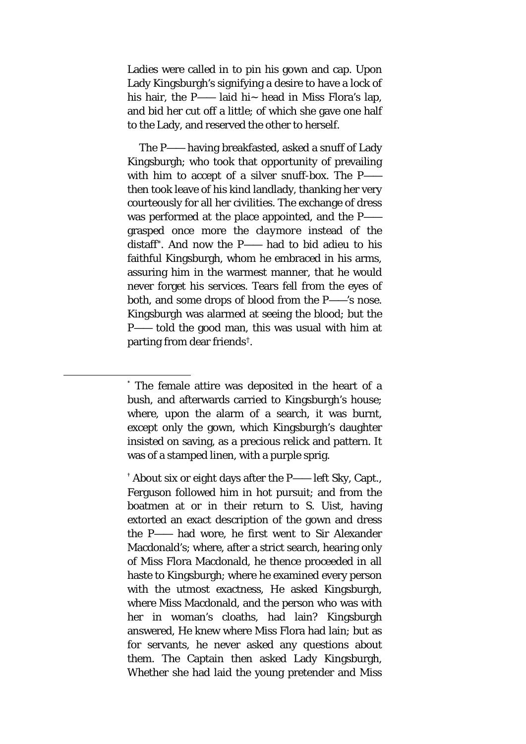Ladies were called in to pin his gown and cap. Upon Lady Kingsburgh's signifying a desire to have a lock of his hair, the P—— laid hi~ head in Miss Flora's lap, and bid her cut off a little; of which she gave one half to the Lady, and reserved the other to herself.

The P—— having breakfasted, asked a snuff of Lady Kingsburgh; who took that opportunity of prevailing with him to accept of a silver snuff-box. The P—— then took leave of his kind landlady, thanking her very courteously for all her civilities. The exchange of dress was performed at the place appointed, and the P—— grasped once more the *claymore* instead of the distaff[*]. And now the P—— had to bid adieu to his faithful Kingsburgh, whom he embraced in his arms, assuring him in the warmest manner, that he would never forget his services. Tears fell from the eyes of both, and some drops of blood from the P——'s nose. Kingsburgh was alarmed at seeing the blood; but the P—— told the good man, this was usual with him at parting from dear friends[†].

---

[*] The female attire was deposited in the heart of a bush, and afterwards carried to Kingsburgh's house; where, upon the alarm of a search, it was burnt, except only the gown, which Kingsburgh's daughter insisted on saving, as a precious relick and pattern. It was of a stamped linen, with a purple sprig.

[†] About six or eight days after the P—— left Sky, Capt., Ferguson followed him in hot pursuit; and from the boatmen at or in their return to S. Uist, having extorted an exact description of the gown and dress the P—— had wore, he first went to Sir Alexander Macdonald's; where, after a strict search, hearing only of Miss Flora Macdonald, he thence proceeded in all haste to Kingsburgh; where he examined every person with the utmost exactness, He asked Kingsburgh, where Miss Macdonald, and the person who was with her in woman's cloaths, had lain? Kingsburgh answered, He knew where Miss Flora had lain; but as for servants, he never asked any questions about them. The Captain then asked Lady Kingsburgh, Whether she had laid the young pretender and Miss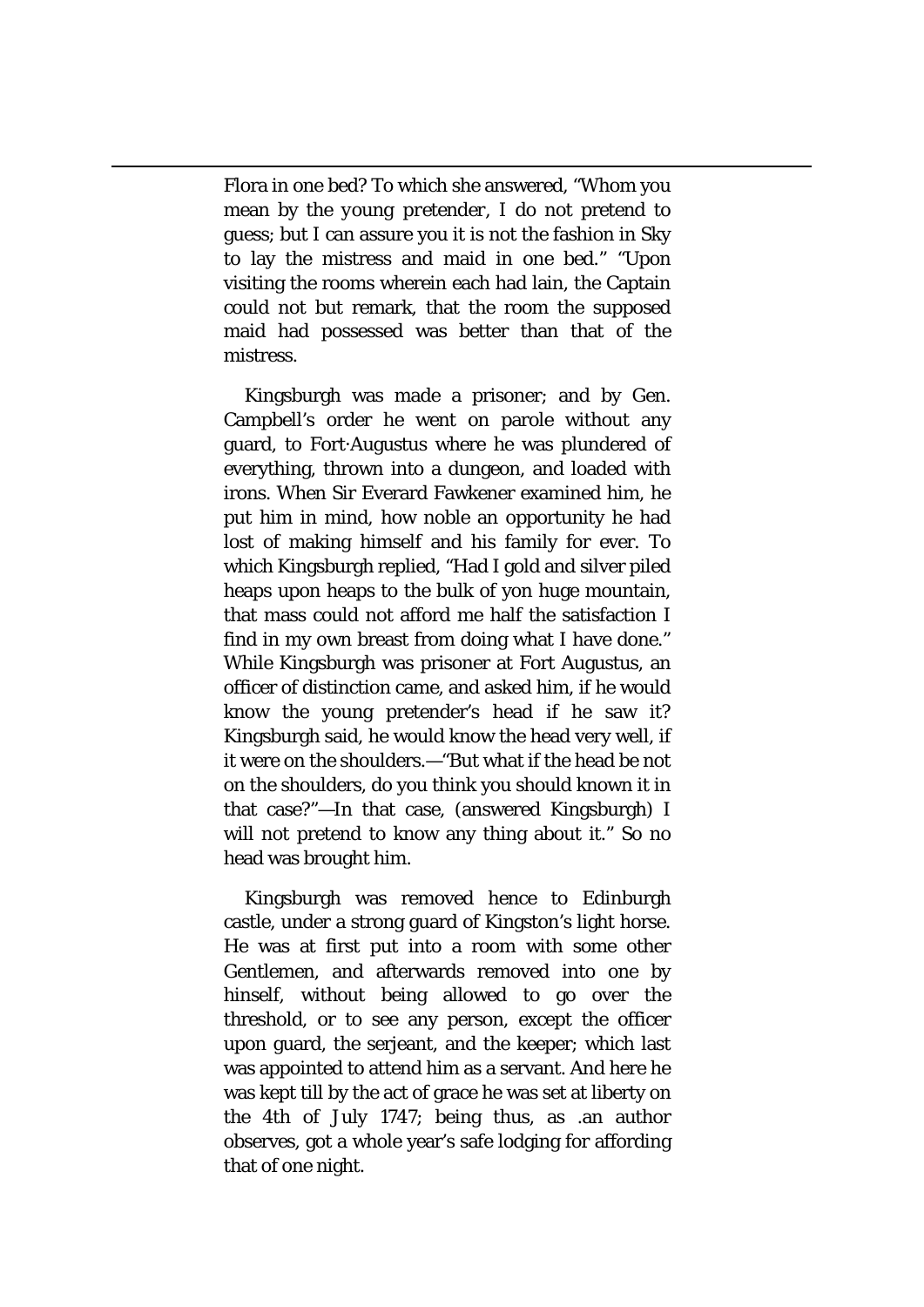Flora in one bed? To which she answered, "Whom you mean by the young pretender, I do not pretend to guess; but I can assure you it is not the fashion in Sky to lay the mistress and maid in one bed." "Upon visiting the rooms wherein each had lain, the Captain could not but remark, that the room the supposed maid had possessed was better than that of the mistress.

Kingsburgh was made a prisoner; and by Gen. Campbell's order he went on parole without any guard, to Fort·Augustus where he was plundered of everything, thrown into a dungeon, and loaded with irons. When Sir Everard Fawkener examined him, he put him in mind, how noble an opportunity he had lost of making himself and his family for ever. To which Kingsburgh replied, "Had I gold and silver piled heaps upon heaps to the bulk of yon huge mountain, that mass could not afford me half the satisfaction I find in my own breast from doing what I have done." While Kingsburgh was prisoner at Fort Augustus, an officer of distinction came, and asked him, if he would know the young pretender's head if he saw it? Kingsburgh said, he would know the head very well, if it were on the shoulders.—"But what if the head be not on the shoulders, do you think you should known it in that case?"—In that case, (answered Kingsburgh) I will not pretend to know any thing about it." So no head was brought him.

Kingsburgh was removed hence to Edinburgh castle, under a strong guard of Kingston's light horse. He was at first put into a room with some other Gentlemen, and afterwards removed into one by hinself, without being allowed to go over the threshold, or to see any person, except the officer upon guard, the serjeant, and the keeper; which last was appointed to attend him as a servant. And here he was kept till by the act of grace he was set at liberty on the 4th of July 1747; being thus, as .an author observes, got a whole year's safe lodging for affording that of one night.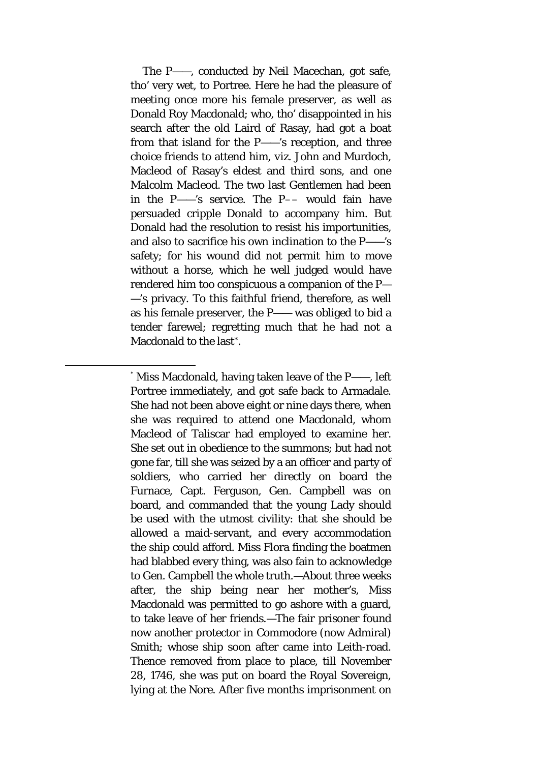The P——, conducted by Neil Macechan, got safe, tho' very wet, to Portree. Here he had the pleasure of meeting once more his female preserver, as well as Donald Roy Macdonald; who, tho' disappointed in his search after the old Laird of Rasay, had got a boat from that island for the P——'s reception, and three choice friends to attend him, viz. John and Murdoch, Macleod of Rasay's eldest and third sons, and one Malcolm Macleod. The two last Gentlemen had been in the P——'s service. The P–– would fain have persuaded cripple Donald to accompany him. But Donald had the resolution to resist his importunities, and also to sacrifice his own inclination to the P——'s safety; for his wound did not permit him to move without a horse, which he well judged would have rendered him too conspicuous a companion of the P——'s privacy. To this faithful friend, therefore, as well as his female preserver, the P—— was obliged to bid a tender farewel; regretting much that he had not a Macdonald to the last*.

* Miss Macdonald, having taken leave of the P——, left Portree immediately, and got safe back to Armadale. She had not been above eight or nine days there, when she was required to attend one Macdonald, whom Macleod of Taliscar had employed to examine her. She set out in obedience to the summons; but had not gone far, till she was seized by a an officer and party of soldiers, who carried her directly on board the Furnace, Capt. Ferguson, Gen. Campbell was on board, and commanded that the young Lady should be used with the utmost civility: that she should be allowed a maid-servant, and every accommodation the ship could afford. Miss Flora finding the boatmen had blabbed every thing, was also fain to acknowledge to Gen. Campbell the whole truth.—About three weeks after, the ship being near her mother's, Miss Macdonald was permitted to go ashore with a guard, to take leave of her friends.—The fair prisoner found now another protector in Commodore (now Admiral) Smith; whose ship soon after came into Leith-road. Thence removed from place to place, till November 28, 1746, she was put on board the Royal Sovereign, lying at the Nore. After five months imprisonment on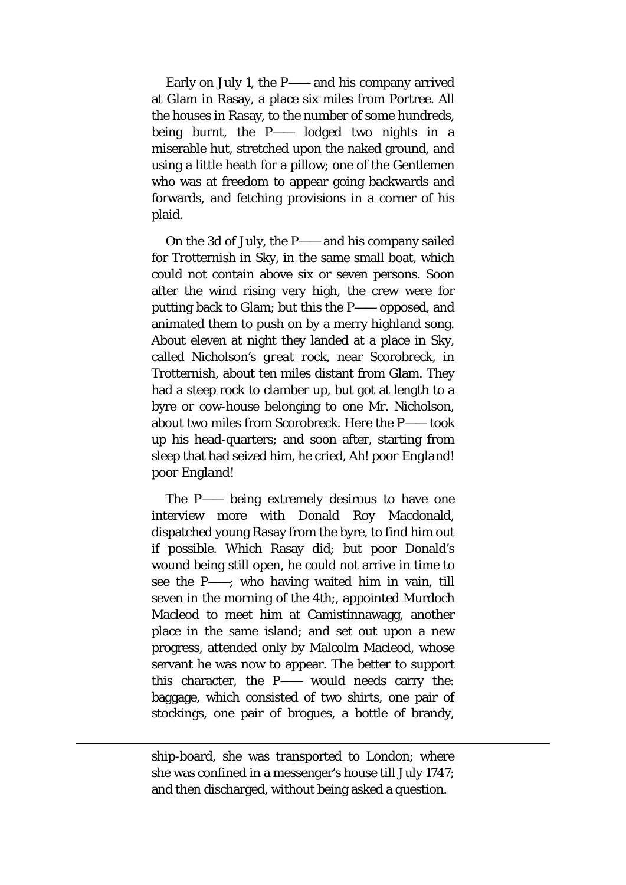Early on July 1, the P—— and his company arrived at Glam in Rasay, a place six miles from Portree. All the houses in Rasay, to the number of some hundreds, being burnt, the P—— lodged two nights in a miserable hut, stretched upon the naked ground, and using a little heath for a pillow; one of the Gentlemen who was at freedom to appear going backwards and forwards, and fetching provisions in a corner of his plaid.

On the 3d of July, the P—— and his company sailed for Trotternish in Sky, in the same small boat, which could not contain above six or seven persons. Soon after the wind rising very high, the crew were for putting back to Glam; but this the P—— opposed, and animated them to push on by a merry highland song. About eleven at night they landed at a place in Sky, called Nicholson's *great rock*, near Scorobreck, in Trotternish, about ten miles distant from Glam. They had a steep rock to clamber up, but got at length to a byre or cow-house belonging to one Mr. Nicholson, about two miles from Scorobreck. Here the P—— took up his head-quarters; and soon after, starting from sleep that had seized him, he cried, Ah! poor *England*! poor *England*!

The P—— being extremely desirous to have one interview more with Donald Roy Macdonald, dispatched young Rasay from the byre, to find him out if possible. Which Rasay did; but poor Donald's wound being still open, he could not arrive in time to see the P——; who having waited him in vain, till seven in the morning of the 4th;, appointed Murdoch Macleod to meet him at Camistinnawagg, another place in the same island; and set out upon a new progress, attended only by Malcolm Macleod, whose servant he was now to appear. The better to support this character, the P—— would needs carry the: baggage, which consisted of two shirts, one pair of stockings, one pair of brogues, a bottle of brandy,

---

ship-board, she was transported to London; where she was confined in a messenger's house till July 1747; and then discharged, without being asked a question.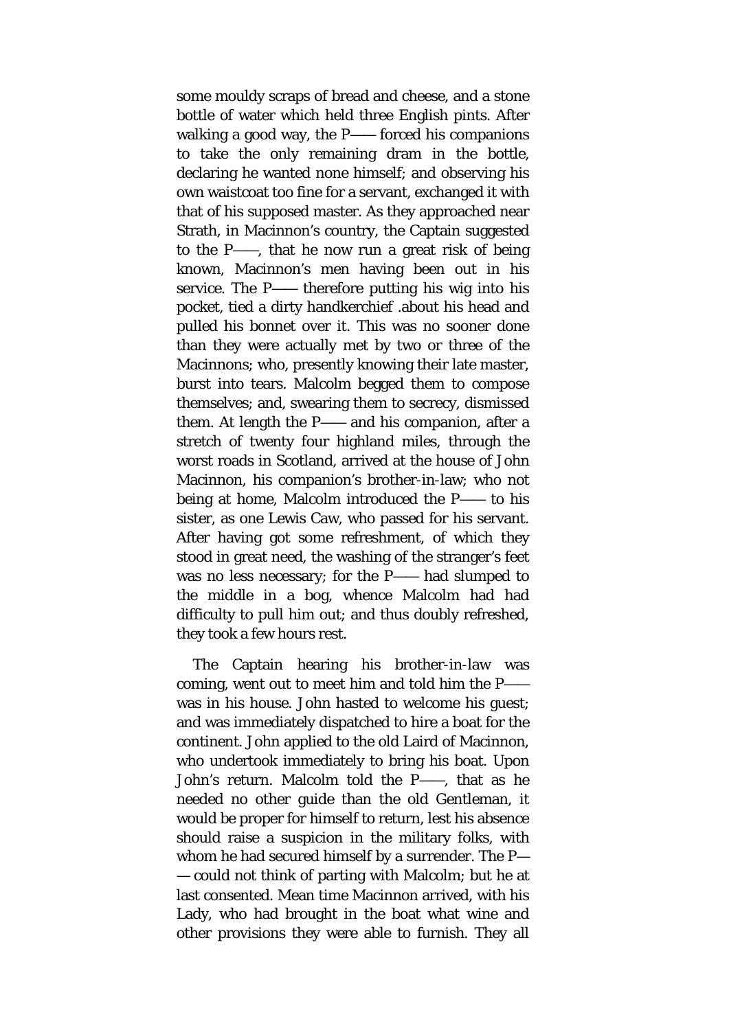some mouldy scraps of bread and cheese, and a stone bottle of water which held three English pints. After walking a good way, the P—— forced his companions to take the only remaining dram in the bottle, declaring he wanted none himself; and observing his own waistcoat too fine for a servant, exchanged it with that of his supposed master. As they approached near Strath, in Macinnon's country, the Captain suggested to the P——, that he now run a great risk of being known, Macinnon's men having been out in his service. The P—— therefore putting his wig into his pocket, tied a dirty handkerchief .about his head and pulled his bonnet over it. This was no sooner done than they were actually met by two or three of the Macinnons; who, presently knowing their late master, burst into tears. Malcolm begged them to compose themselves; and, swearing them to secrecy, dismissed them. At length the P—— and his companion, after a stretch of twenty four highland miles, through the worst roads in Scotland, arrived at the house of John Macinnon, his companion's brother-in-law; who not being at home, Malcolm introduced the P—— to his sister, as one Lewis Caw, who passed for his servant. After having got some refreshment, of which they stood in great need, the washing of the stranger's feet was no less necessary; for the P—— had slumped to the middle in a bog, whence Malcolm had had difficulty to pull him out; and thus doubly refreshed, they took a few hours rest.

The Captain hearing his brother-in-law was coming, went out to meet him and told him the P—— was in his house. John hasted to welcome his guest; and was immediately dispatched to hire a boat for the continent. John applied to the old Laird of Macinnon, who undertook immediately to bring his boat. Upon John's return. Malcolm told the P——, that as he needed no other guide than the old Gentleman, it would be proper for himself to return, lest his absence should raise a suspicion in the military folks, with whom he had secured himself by a surrender. The P—— could not think of parting with Malcolm; but he at last consented. Mean time Macinnon arrived, with his Lady, who had brought in the boat what wine and other provisions they were able to furnish. They all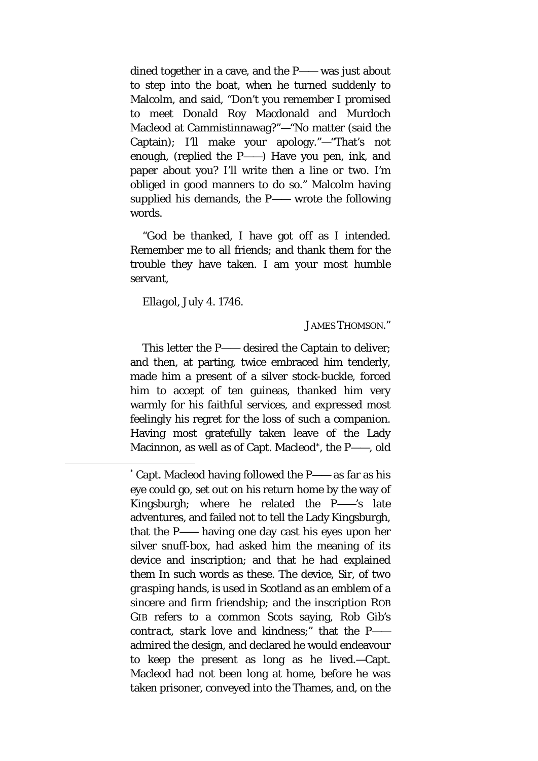dined together in a cave, and the P—— was just about to step into the boat, when he turned suddenly to Malcolm, and said, "Don't you remember I promised to meet Donald Roy Macdonald and Murdoch Macleod at Cammistinnawag?"—"No matter (said the Captain); I'll make your apology."—"That's not enough, (replied the P——) Have you pen, ink, and paper about you? I'll write then a line or two. I'm obliged in good manners to do so." Malcolm having supplied his demands, the P—— wrote the following words.

"God be thanked, I have got off as I intended. Remember me to all friends; and thank them for the trouble they have taken. I am your most humble servant,

*Ellagol, July 4. 1746.*

JAMES THOMSON."

This letter the P—— desired the Captain to deliver; and then, at parting, twice embraced him tenderly, made him a present of a silver stock-buckle, forced him to accept of ten guineas, thanked him very warmly for his faithful services, and expressed most feelingly his regret for the loss of such a companion. Having most gratefully taken leave of the Lady Macinnon, as well as of Capt. Macleod*, the P——, old

* Capt. Macleod having followed the P—— as far as his eye could go, set out on his return home by the way of Kingsburgh; where he related the P——'s late adventures, and failed not to tell the Lady Kingsburgh, that the P—— having one day cast his eyes upon her silver snuff-box, had asked him the meaning of its device and inscription; and that he had explained them In such words as these. The device, Sir, of two *grasping hands*, is used in Scotland as an emblem of a sincere and firm friendship; and the inscription ROB GIB refers to a common Scots saying, Rob Gib's *contract, stark love and kindness*;" that the P—— admired the design, and declared he would endeavour to keep the present as long as he lived.—Capt. Macleod had not been long at home, before he was taken prisoner, conveyed into the Thames, and, on the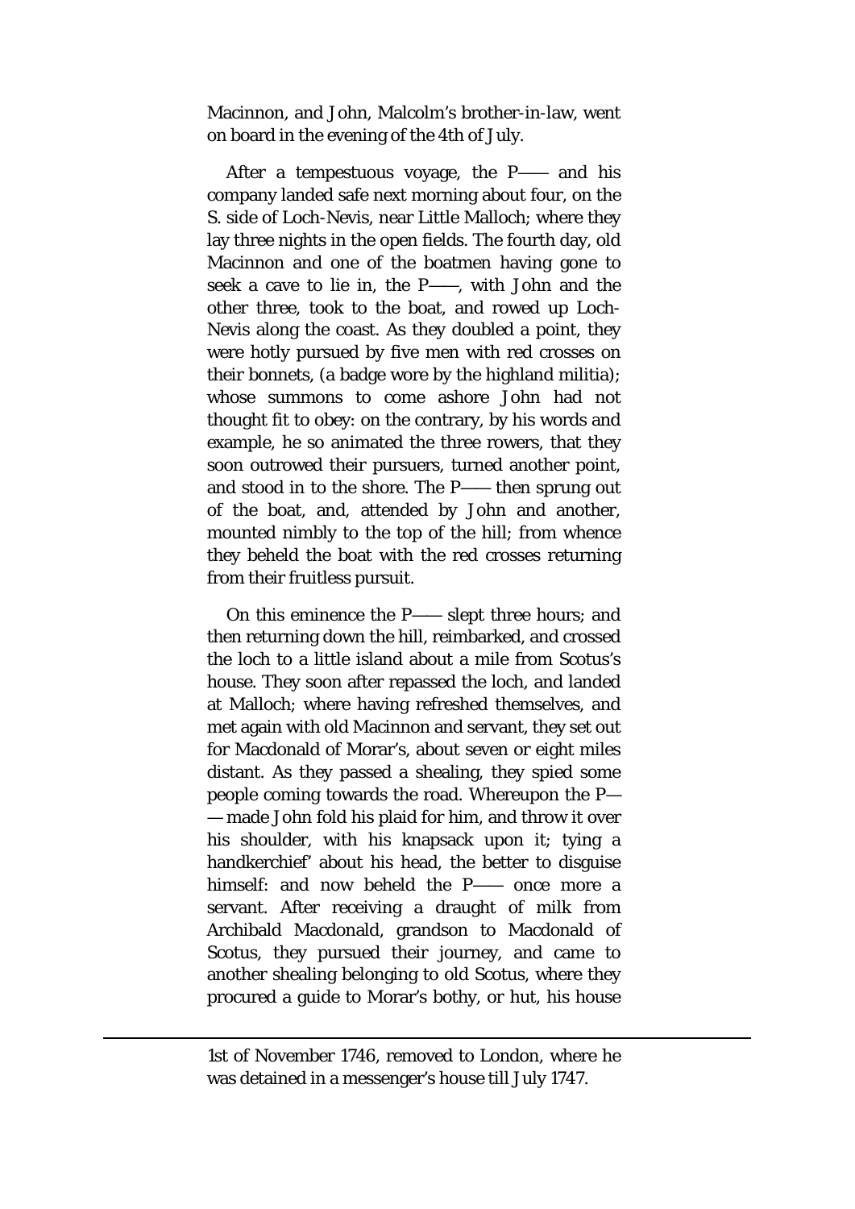Macinnon, and John, Malcolm's brother-in-law, went on board in the evening of the 4th of July.

After a tempestuous voyage, the P—— and his company landed safe next morning about four, on the S. side of Loch-Nevis, near Little Malloch; where they lay three nights in the open fields. The fourth day, old Macinnon and one of the boatmen having gone to seek a cave to lie in, the P——, with John and the other three, took to the boat, and rowed up Loch-Nevis along the coast. As they doubled a point, they were hotly pursued by five men with red crosses on their bonnets, (a badge wore by the highland militia); whose summons to come ashore John had not thought fit to obey: on the contrary, by his words and example, he so animated the three rowers, that they soon outrowed their pursuers, turned another point, and stood in to the shore. The P—— then sprung out of the boat, and, attended by John and another, mounted nimbly to the top of the hill; from whence they beheld the boat with the red crosses returning from their fruitless pursuit.

On this eminence the P—— slept three hours; and then returning down the hill, reimbarked, and crossed the loch to a little island about a mile from Scotus's house. They soon after repassed the loch, and landed at Malloch; where having refreshed themselves, and met again with old Macinnon and servant, they set out for Macdonald of Morar's, about seven or eight miles distant. As they passed a shealing, they spied some people coming towards the road. Whereupon the P——made John fold his plaid for him, and throw it over his shoulder, with his knapsack upon it; tying a handkerchief' about his head, the better to disguise himself: and now beheld the P—— once more a servant. After receiving a draught of milk from Archibald Macdonald, grandson to Macdonald of Scotus, they pursued their journey, and came to another shealing belonging to old Scotus, where they procured a guide to Morar's bothy, or hut, his house

---

1st of November 1746, removed to London, where he was detained in a messenger's house till July 1747.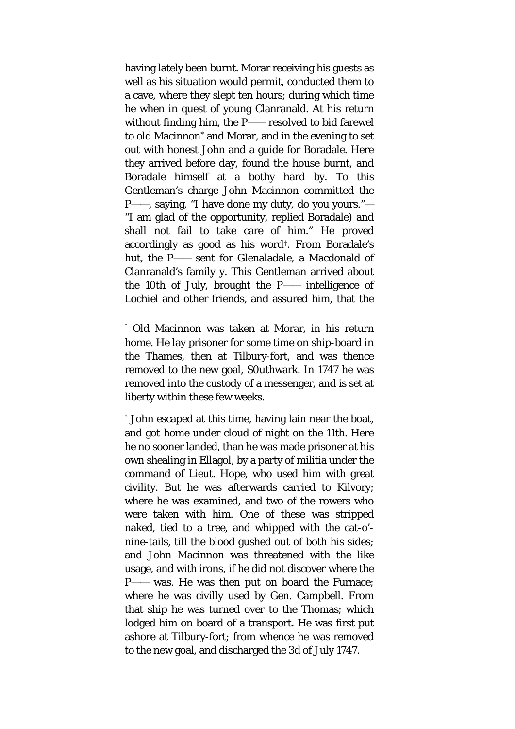having lately been burnt. Morar receiving his guests as well as his situation would permit, conducted them to a cave, where they slept ten hours; during which time he when in quest of young Clanranald. At his return without finding him, the P—— resolved to bid farewel to old Macinnon[*] and Morar, and in the evening to set out with honest John and a guide for Boradale. Here they arrived before day, found the house burnt, and Boradale himself at a bothy hard by. To this Gentleman's charge John Macinnon committed the P——, saying, "I have done my duty, do you yours."—"I am glad of the opportunity, replied Boradale) and shall not fail to take care of him." He proved accordingly as good as his word[†]. From Boradale's hut, the P—— sent for Glenaladale, a Macdonald of Clanranald's family y. This Gentleman arrived about the 10th of July, brought the P—— intelligence of Lochiel and other friends, and assured him, that the

---

[*] Old Macinnon was taken at Morar, in his return home. He lay prisoner for some time on ship-board in the Thames, then at Tilbury-fort, and was thence removed to the new goal, S0uthwark. In 1747 he was removed into the custody of a messenger, and is set at liberty within these few weeks.

[†] John escaped at this time, having lain near the boat, and got home under cloud of night on the 11th. Here he no sooner landed, than he was made prisoner at his own shealing in Ellagol, by a party of militia under the command of Lieut. Hope, who used him with great civility. But he was afterwards carried to Kilvory; where he was examined, and two of the rowers who were taken with him. One of these was stripped naked, tied to a tree, and whipped with the cat-o'-nine-tails, till the blood gushed out of both his sides; and John Macinnon was threatened with the like usage, and with irons, if he did not discover where the P—— was. He was then put on board the Furnace; where he was civilly used by Gen. Campbell. From that ship he was turned over to the Thomas; which lodged him on board of a transport. He was first put ashore at Tilbury-fort; from whence he was removed to the new goal, and discharged the 3d of July 1747.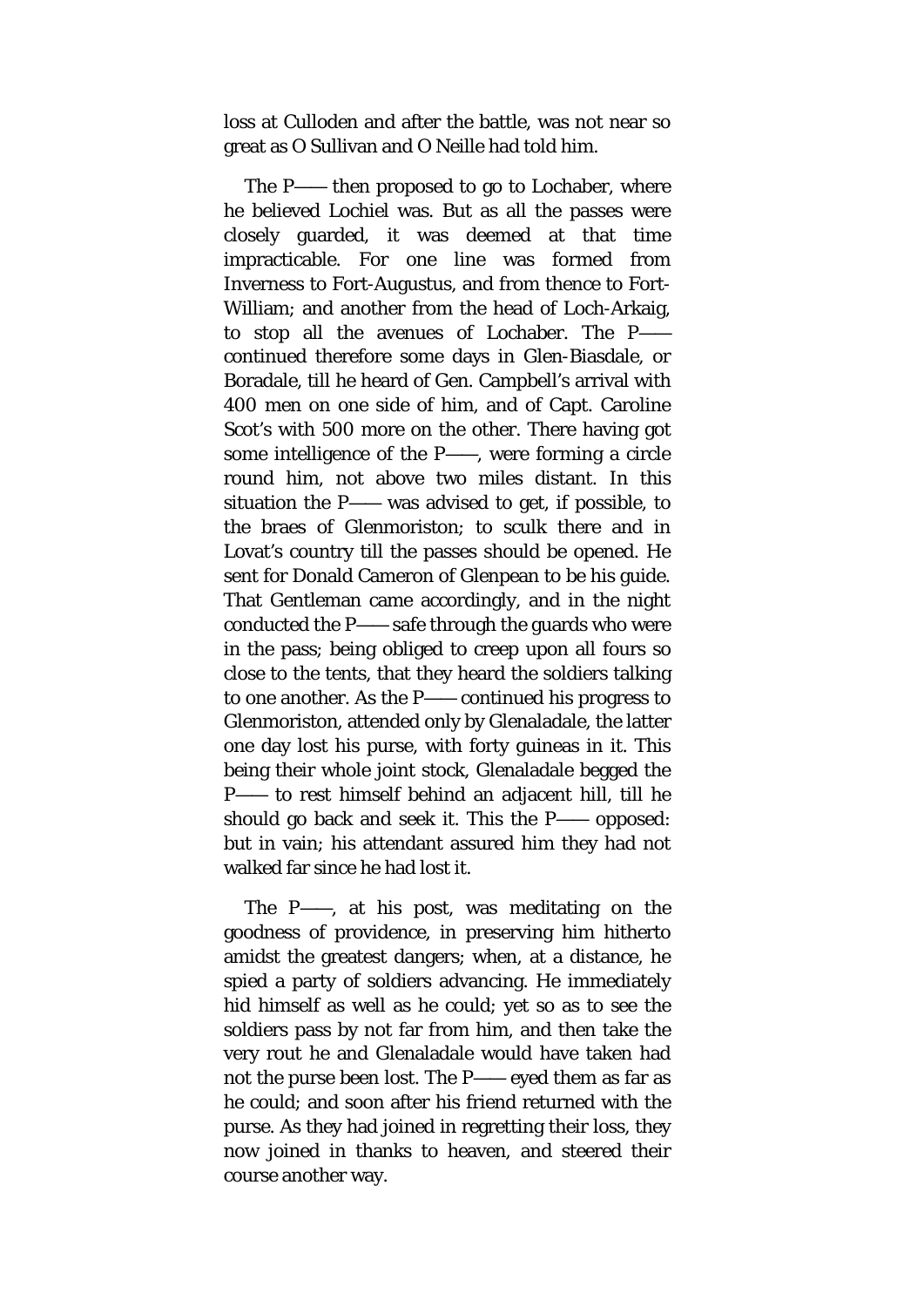loss at Culloden and after the battle, was not near so great as O Sullivan and O Neille had told him.

The P—— then proposed to go to Lochaber, where he believed Lochiel was. But as all the passes were closely guarded, it was deemed at that time impracticable. For one line was formed from Inverness to Fort-Augustus, and from thence to Fort-William; and another from the head of Loch-Arkaig, to stop all the avenues of Lochaber. The P—— continued therefore some days in Glen-Biasdale, or Boradale, till he heard of Gen. Campbell's arrival with 400 men on one side of him, and of Capt. Caroline Scot's with 500 more on the other. There having got some intelligence of the P——, were forming a circle round him, not above two miles distant. In this situation the P—— was advised to get, if possible, to the braes of Glenmoriston; to sculk there and in Lovat's country till the passes should be opened. He sent for Donald Cameron of Glenpean to be his guide. That Gentleman came accordingly, and in the night conducted the P—— safe through the guards who were in the pass; being obliged to creep upon all fours so close to the tents, that they heard the soldiers talking to one another. As the P—— continued his progress to Glenmoriston, attended only by Glenaladale, the latter one day lost his purse, with forty guineas in it. This being their whole joint stock, Glenaladale begged the P—— to rest himself behind an adjacent hill, till he should go back and seek it. This the P—— opposed: but in vain; his attendant assured him they had not walked far since he had lost it.

The P——, at his post, was meditating on the goodness of providence, in preserving him hitherto amidst the greatest dangers; when, at a distance, he spied a party of soldiers advancing. He immediately hid himself as well as he could; yet so as to see the soldiers pass by not far from him, and then take the very rout he and Glenaladale would have taken had not the purse been lost. The P—— eyed them as far as he could; and soon after his friend returned with the purse. As they had joined in regretting their loss, they now joined in thanks to heaven, and steered their course another way.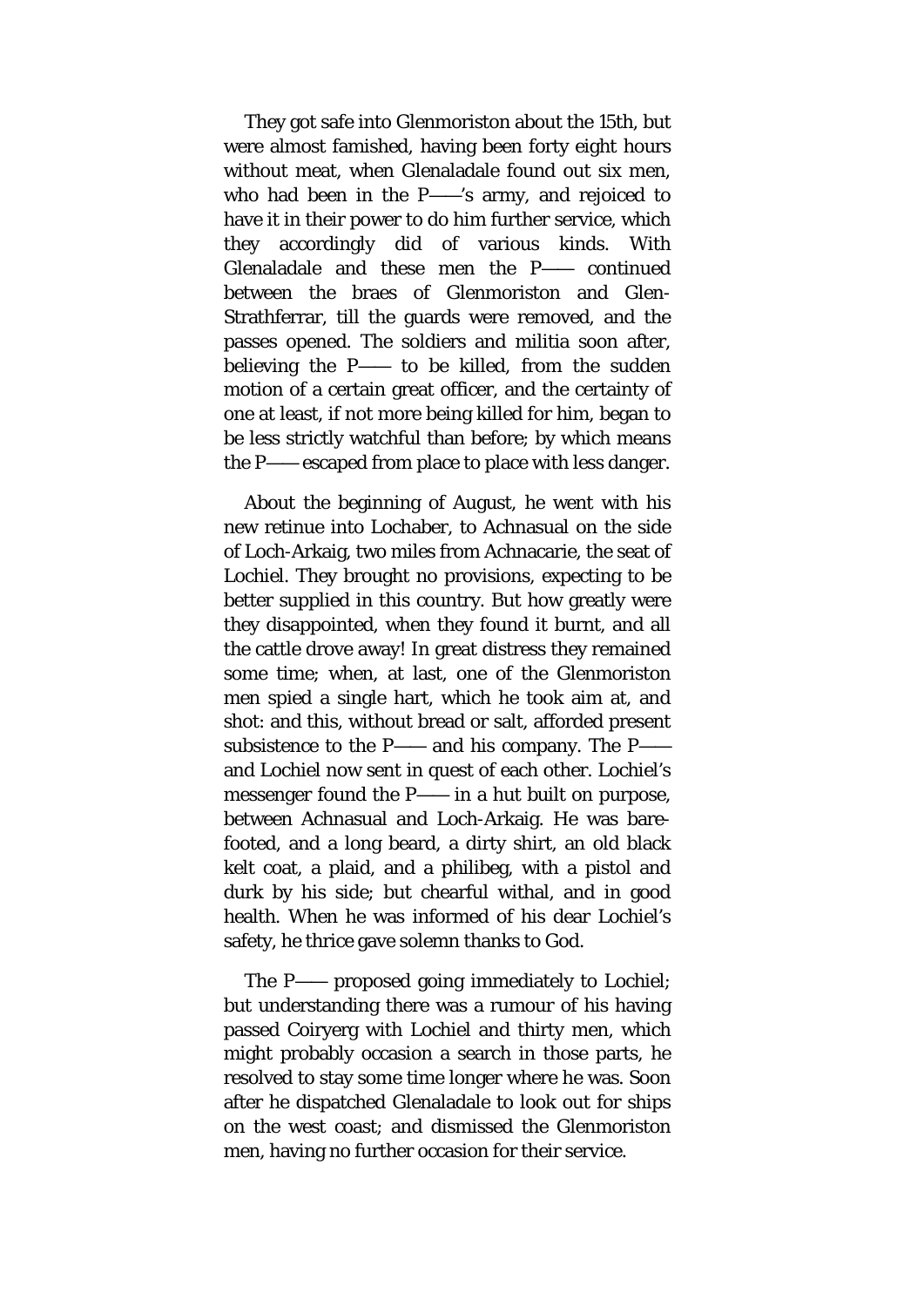They got safe into Glenmoriston about the 15th, but were almost famished, having been forty eight hours without meat, when Glenaladale found out six men, who had been in the P——'s army, and rejoiced to have it in their power to do him further service, which they accordingly did of various kinds. With Glenaladale and these men the P—— continued between the braes of Glenmoriston and Glen-Strathferrar, till the guards were removed, and the passes opened. The soldiers and militia soon after, believing the P—— to be killed, from the sudden motion of a certain great officer, and the certainty of one at least, if not more being killed for him, began to be less strictly watchful than before; by which means the P—— escaped from place to place with less danger.

About the beginning of August, he went with his new retinue into Lochaber, to Achnasual on the side of Loch-Arkaig, two miles from Achnacarie, the seat of Lochiel. They brought no provisions, expecting to be better supplied in this country. But how greatly were they disappointed, when they found it burnt, and all the cattle drove away! In great distress they remained some time; when, at last, one of the Glenmoriston men spied a single hart, which he took aim at, and shot: and this, without bread or salt, afforded present subsistence to the P—— and his company. The P—— and Lochiel now sent in quest of each other. Lochiel's messenger found the P—— in a hut built on purpose, between Achnasual and Loch-Arkaig. He was bare-footed, and a long beard, a dirty shirt, an old black kelt coat, a plaid, and a philibeg, with a pistol and durk by his side; but chearful withal, and in good health. When he was informed of his dear Lochiel's safety, he thrice gave solemn thanks to God.

The P—— proposed going immediately to Lochiel; but understanding there was a rumour of his having passed Coiryerg with Lochiel and thirty men, which might probably occasion a search in those parts, he resolved to stay some time longer where he was. Soon after he dispatched Glenaladale to look out for ships on the west coast; and dismissed the Glenmoriston men, having no further occasion for their service.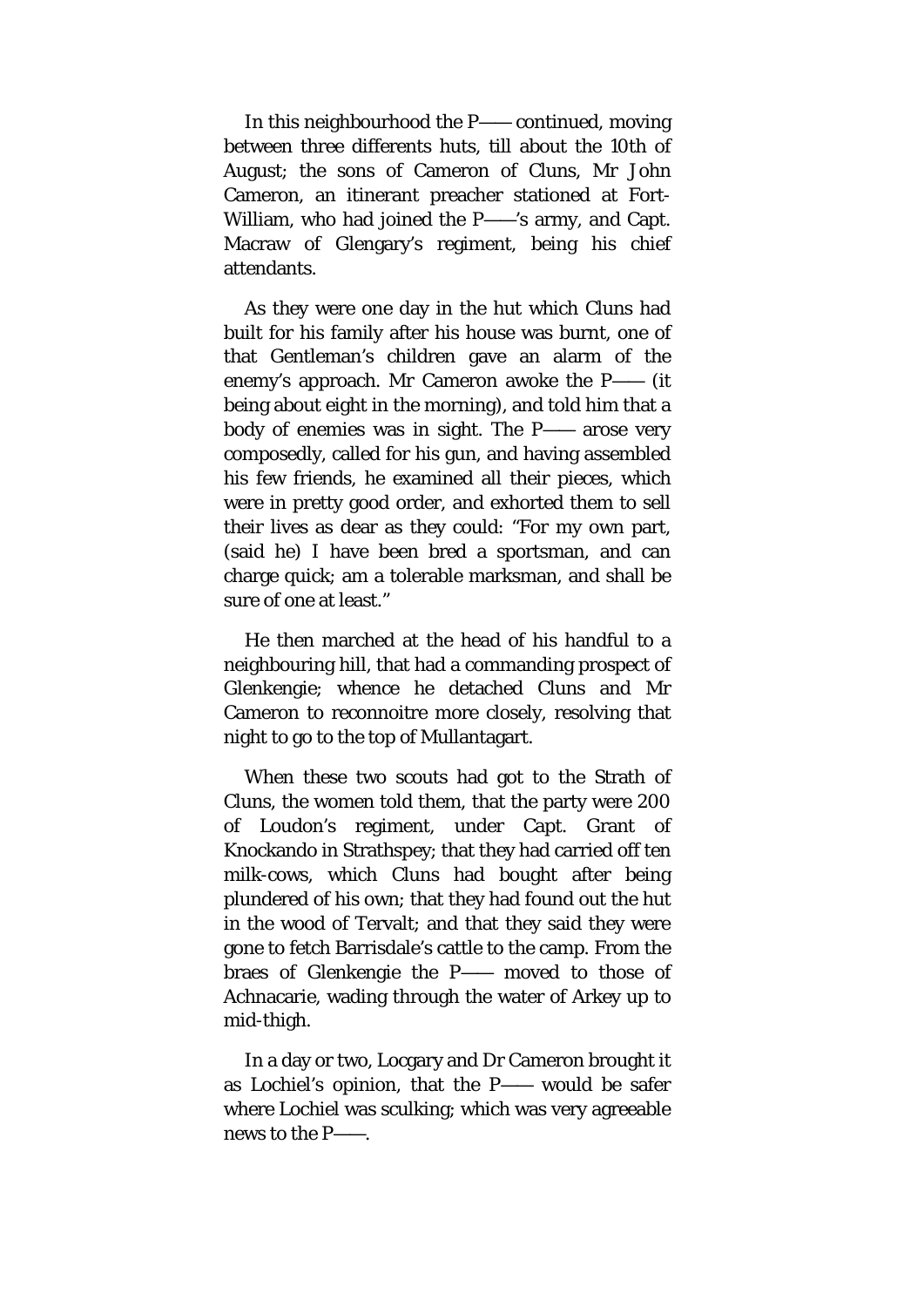In this neighbourhood the P—— continued, moving between three differents huts, till about the 10th of August; the sons of Cameron of Cluns, Mr John Cameron, an itinerant preacher stationed at Fort-William, who had joined the P——'s army, and Capt. Macraw of Glengary's regiment, being his chief attendants.

As they were one day in the hut which Cluns had built for his family after his house was burnt, one of that Gentleman's children gave an alarm of the enemy's approach. Mr Cameron awoke the P—— (it being about eight in the morning), and told him that a body of enemies was in sight. The P—— arose very composedly, called for his gun, and having assembled his few friends, he examined all their pieces, which were in pretty good order, and exhorted them to sell their lives as dear as they could: "For my own part, (said he) I have been bred a sportsman, and can charge quick; am a tolerable marksman, and shall be sure of one at least."

He then marched at the head of his handful to a neighbouring hill, that had a commanding prospect of Glenkengie; whence he detached Cluns and Mr Cameron to reconnoitre more closely, resolving that night to go to the top of Mullantagart.

When these two scouts had got to the Strath of Cluns, the women told them, that the party were 200 of Loudon's regiment, under Capt. Grant of Knockando in Strathspey; that they had carried off ten milk-cows, which Cluns had bought after being plundered of his own; that they had found out the hut in the wood of Tervalt; and that they said they were gone to fetch Barrisdale's cattle to the camp. From the braes of Glenkengie the P—— moved to those of Achnacarie, wading through the water of Arkey up to mid-thigh.

In a day or two, Locgary and Dr Cameron brought it as Lochiel's opinion, that the P—— would be safer where Lochiel was sculking; which was very agreeable news to the P——.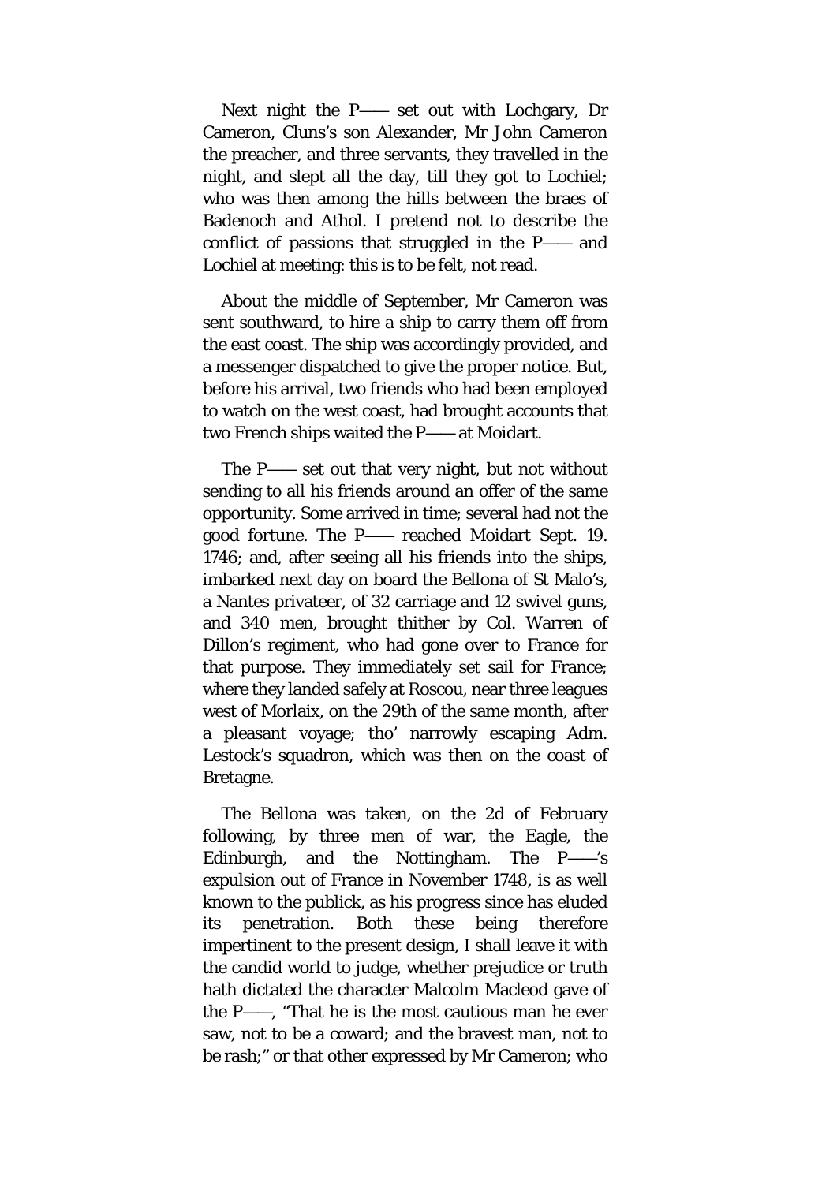Next night the P—— set out with Lochgary, Dr Cameron, Cluns's son Alexander, Mr John Cameron the preacher, and three servants, they travelled in the night, and slept all the day, till they got to Lochiel; who was then among the hills between the braes of Badenoch and Athol. I pretend not to describe the conflict of passions that struggled in the P—— and Lochiel at meeting: this is to be felt, not read.

About the middle of September, Mr Cameron was sent southward, to hire a ship to carry them off from the east coast. The ship was accordingly provided, and a messenger dispatched to give the proper notice. But, before his arrival, two friends who had been employed to watch on the west coast, had brought accounts that two French ships waited the P—— at Moidart.

The P—— set out that very night, but not without sending to all his friends around an offer of the same opportunity. Some arrived in time; several had not the good fortune. The P—— reached Moidart Sept. 19. 1746; and, after seeing all his friends into the ships, imbarked next day on board the Bellona of St Malo's, a Nantes privateer, of 32 carriage and 12 swivel guns, and 340 men, brought thither by Col. Warren of Dillon's regiment, who had gone over to France for that purpose. They immediately set sail for France; where they landed safely at Roscou, near three leagues west of Morlaix, on the 29th of the same month, after a pleasant voyage; tho' narrowly escaping Adm. Lestock's squadron, which was then on the coast of Bretagne.

The Bellona was taken, on the 2d of February following, by three men of war, the Eagle, the Edinburgh, and the Nottingham. The P——'s expulsion out of France in November 1748, is as well known to the publick, as his progress since has eluded its penetration. Both these being therefore impertinent to the present design, I shall leave it with the candid world to judge, whether prejudice or truth hath dictated the character Malcolm Macleod gave of the P——, "That he is the most cautious man he ever saw, not to be a coward; and the bravest man, not to be rash;" or that other expressed by Mr Cameron; who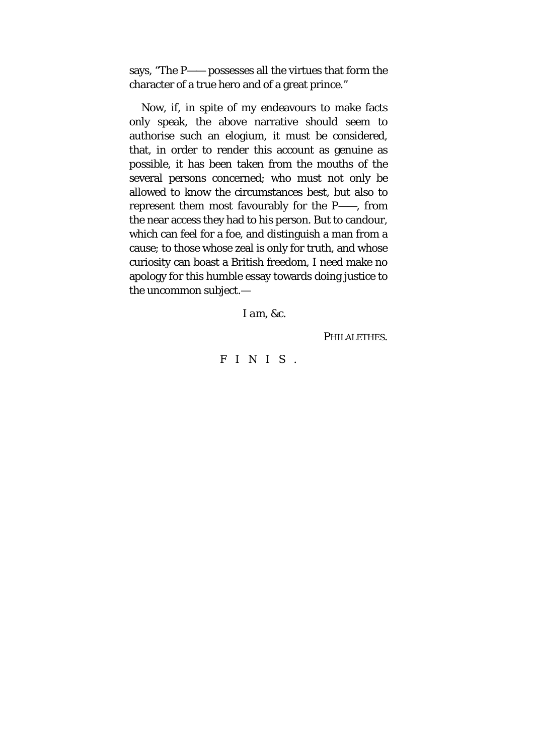says, "The P—— possesses all the virtues that form the character of a true hero and of a great prince."

Now, if, in spite of my endeavours to make facts only speak, the above narrative should seem to authorise such an elogium, it must be considered, that, in order to render this account as genuine as possible, it has been taken from the mouths of the several persons concerned; who must not only be allowed to know the circumstances best, but also to represent them most favourably for the P——, from the near access they had to his person. But to candour, which can feel for a foe, and distinguish a man from a cause; to those whose zeal is only for truth, and whose curiosity can boast a British freedom, I need make no apology for this humble essay towards doing justice to the uncommon subject.—

*I am, &c.*

PHILALETHES.

F I N I S .